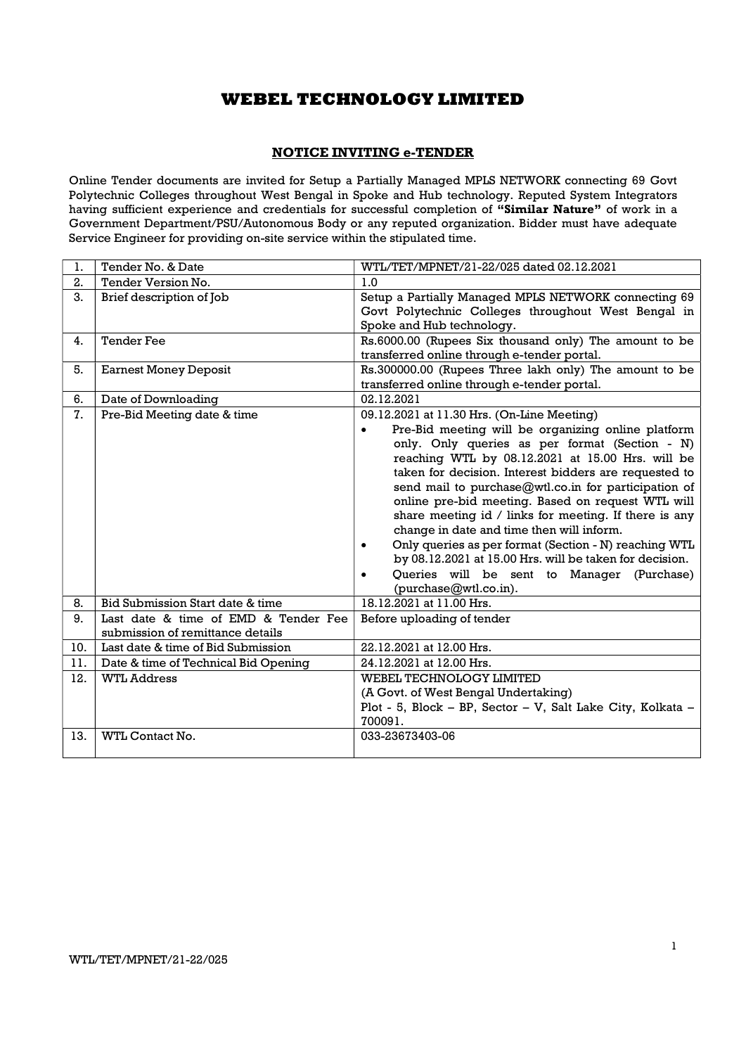# WEBEL TECHNOLOGY LIMITED

## NOTICE INVITING e-TENDER

Online Tender documents are invited for Setup a Partially Managed MPLS NETWORK connecting 69 Govt Polytechnic Colleges throughout West Bengal in Spoke and Hub technology. Reputed System Integrators having sufficient experience and credentials for successful completion of **"Similar Nature"** of work in a Government Department/PSU/Autonomous Body or any reputed organization. Bidder must have adequate Service Engineer for providing on-site service within the stipulated time.

| 1. | Tender No. & Date | WTL/TET/MPNET/21-22/025 dated 02.12.2021 |
|---|---|---|
| 2. | Tender Version No. | 1.0 |
| 3. | Brief description of Job | Setup a Partially Managed MPLS NETWORK connecting 69 Govt Polytechnic Colleges throughout West Bengal in Spoke and Hub technology. |
| 4. | Tender Fee | Rs.6000.00 (Rupees Six thousand only) The amount to be transferred online through e-tender portal. |
| 5. | Earnest Money Deposit | Rs.300000.00 (Rupees Three lakh only) The amount to be transferred online through e-tender portal. |
| 6. | Date of Downloading | 02.12.2021 |
| 7. | Pre-Bid Meeting date & time | 09.12.2021 at 11.30 Hrs. (On-Line Meeting)<br>• Pre-Bid meeting will be organizing online platform only. Only queries as per format (Section - N) reaching WTL by 08.12.2021 at 15.00 Hrs. will be taken for decision. Interest bidders are requested to send mail to purchase@wtl.co.in for participation of online pre-bid meeting. Based on request WTL will share meeting id / links for meeting. If there is any change in date and time then will inform.<br>• Only queries as per format (Section - N) reaching WTL by 08.12.2021 at 15.00 Hrs. will be taken for decision.<br>• Queries will be sent to Manager (Purchase) (purchase@wtl.co.in). |
| 8. | Bid Submission Start date & time | 18.12.2021 at 11.00 Hrs. |
| 9. | Last date & time of EMD & Tender Fee submission of remittance details | Before uploading of tender |
| 10. | Last date & time of Bid Submission | 22.12.2021 at 12.00 Hrs. |
| 11. | Date & time of Technical Bid Opening | 24.12.2021 at 12.00 Hrs. |
| 12. | WTL Address | WEBEL TECHNOLOGY LIMITED<br>(A Govt. of West Bengal Undertaking)<br>Plot - 5, Block – BP, Sector – V, Salt Lake City, Kolkata – 700091. |
| 13. | WTL Contact No. | 033-23673403-06 |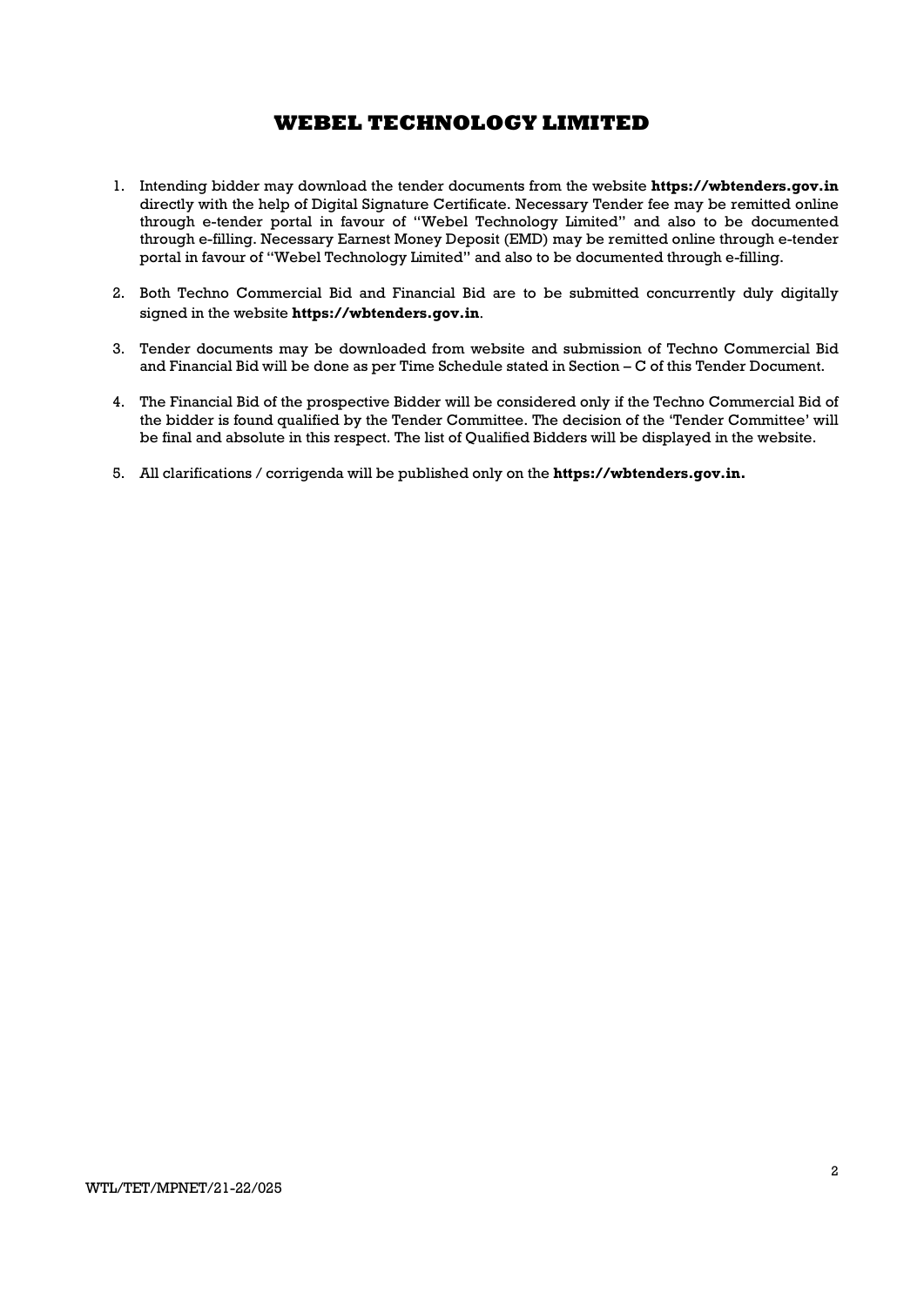# WEBEL TECHNOLOGY LIMITED

1. Intending bidder may download the tender documents from the website **https://wbtenders.gov.in** directly with the help of Digital Signature Certificate. Necessary Tender fee may be remitted online through e-tender portal in favour of "Webel Technology Limited" and also to be documented through e-filling. Necessary Earnest Money Deposit (EMD) may be remitted online through e-tender portal in favour of "Webel Technology Limited" and also to be documented through e-filling.

2. Both Techno Commercial Bid and Financial Bid are to be submitted concurrently duly digitally signed in the website **https://wbtenders.gov.in**.

3. Tender documents may be downloaded from website and submission of Techno Commercial Bid and Financial Bid will be done as per Time Schedule stated in Section – C of this Tender Document.

4. The Financial Bid of the prospective Bidder will be considered only if the Techno Commercial Bid of the bidder is found qualified by the Tender Committee. The decision of the 'Tender Committee' will be final and absolute in this respect. The list of Qualified Bidders will be displayed in the website.

5. All clarifications / corrigenda will be published only on the **https://wbtenders.gov.in.**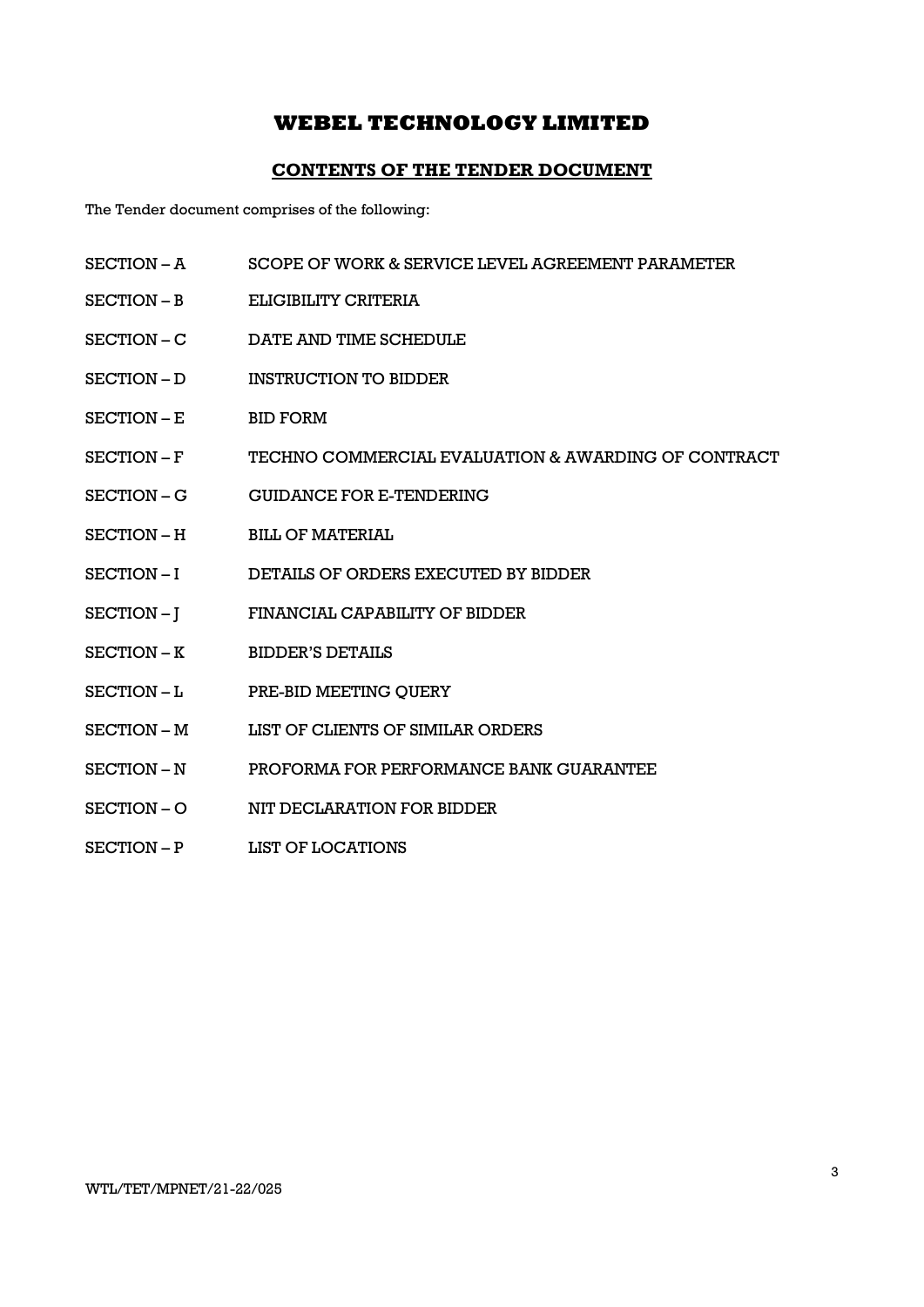# WEBEL TECHNOLOGY LIMITED

## CONTENTS OF THE TENDER DOCUMENT

The Tender document comprises of the following:

| | |
|---|---|
| SECTION – A | SCOPE OF WORK & SERVICE LEVEL AGREEMENT PARAMETER |
| SECTION – B | ELIGIBILITY CRITERIA |
| SECTION – C | DATE AND TIME SCHEDULE |
| SECTION – D | INSTRUCTION TO BIDDER |
| SECTION – E | BID FORM |
| SECTION – F | TECHNO COMMERCIAL EVALUATION & AWARDING OF CONTRACT |
| SECTION – G | GUIDANCE FOR E-TENDERING |
| SECTION – H | BILL OF MATERIAL |
| SECTION – I | DETAILS OF ORDERS EXECUTED BY BIDDER |
| SECTION – J | FINANCIAL CAPABILITY OF BIDDER |
| SECTION – K | BIDDER'S DETAILS |
| SECTION – L | PRE-BID MEETING QUERY |
| SECTION – M | LIST OF CLIENTS OF SIMILAR ORDERS |
| SECTION – N | PROFORMA FOR PERFORMANCE BANK GUARANTEE |
| SECTION – O | NIT DECLARATION FOR BIDDER |
| SECTION – P | LIST OF LOCATIONS |

WTL/TET/MPNET/21-22/025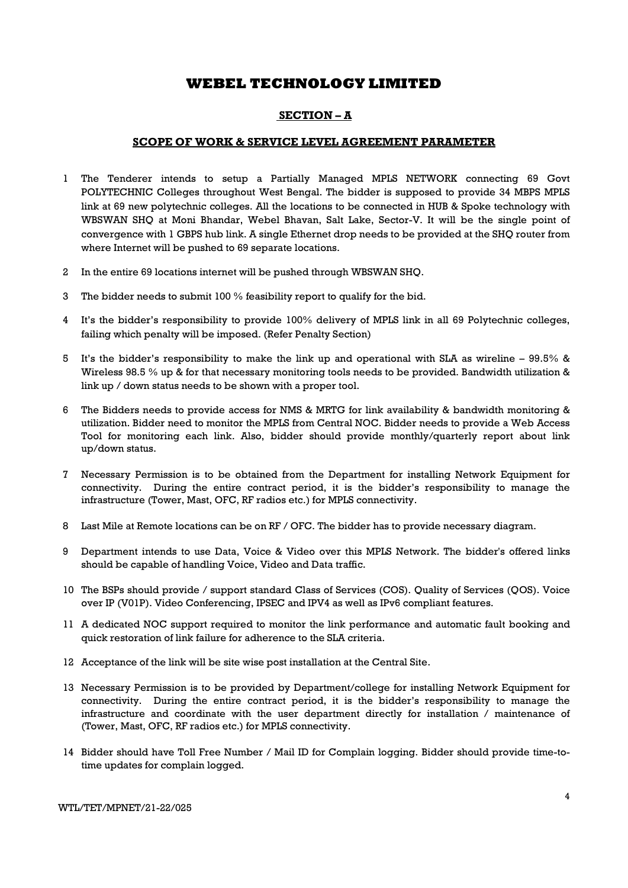# WEBEL TECHNOLOGY LIMITED

## SECTION – A

### SCOPE OF WORK & SERVICE LEVEL AGREEMENT PARAMETER

1 The Tenderer intends to setup a Partially Managed MPLS NETWORK connecting 69 Govt POLYTECHNIC Colleges throughout West Bengal. The bidder is supposed to provide 34 MBPS MPLS link at 69 new polytechnic colleges. All the locations to be connected in HUB & Spoke technology with WBSWAN SHQ at Moni Bhandar, Webel Bhavan, Salt Lake, Sector-V. It will be the single point of convergence with 1 GBPS hub link. A single Ethernet drop needs to be provided at the SHQ router from where Internet will be pushed to 69 separate locations.

2 In the entire 69 locations internet will be pushed through WBSWAN SHQ.

3 The bidder needs to submit 100 % feasibility report to qualify for the bid.

4 It's the bidder's responsibility to provide 100% delivery of MPLS link in all 69 Polytechnic colleges, failing which penalty will be imposed. (Refer Penalty Section)

5 It's the bidder's responsibility to make the link up and operational with SLA as wireline – 99.5% & Wireless 98.5 % up & for that necessary monitoring tools needs to be provided. Bandwidth utilization & link up / down status needs to be shown with a proper tool.

6 The Bidders needs to provide access for NMS & MRTG for link availability & bandwidth monitoring & utilization. Bidder need to monitor the MPLS from Central NOC. Bidder needs to provide a Web Access Tool for monitoring each link. Also, bidder should provide monthly/quarterly report about link up/down status.

7 Necessary Permission is to be obtained from the Department for installing Network Equipment for connectivity. During the entire contract period, it is the bidder's responsibility to manage the infrastructure (Tower, Mast, OFC, RF radios etc.) for MPLS connectivity.

8 Last Mile at Remote locations can be on RF / OFC. The bidder has to provide necessary diagram.

9 Department intends to use Data, Voice & Video over this MPLS Network. The bidder's offered links should be capable of handling Voice, Video and Data traffic.

10 The BSPs should provide / support standard Class of Services (COS). Quality of Services (QOS). Voice over IP (V01P). Video Conferencing, IPSEC and IPV4 as well as IPv6 compliant features.

11 A dedicated NOC support required to monitor the link performance and automatic fault booking and quick restoration of link failure for adherence to the SLA criteria.

12 Acceptance of the link will be site wise post installation at the Central Site.

13 Necessary Permission is to be provided by Department/college for installing Network Equipment for connectivity. During the entire contract period, it is the bidder's responsibility to manage the infrastructure and coordinate with the user department directly for installation / maintenance of (Tower, Mast, OFC, RF radios etc.) for MPLS connectivity.

14 Bidder should have Toll Free Number / Mail ID for Complain logging. Bidder should provide time-to-time updates for complain logged.

WTL/TET/MPNET/21-22/025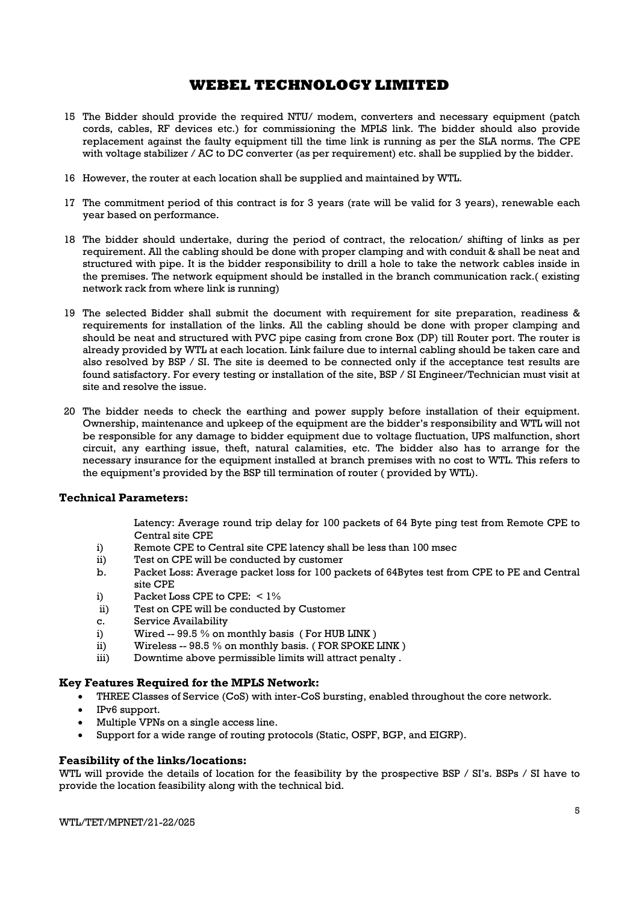# WEBEL TECHNOLOGY LIMITED

15 The Bidder should provide the required NTU/ modem, converters and necessary equipment (patch cords, cables, RF devices etc.) for commissioning the MPLS link. The bidder should also provide replacement against the faulty equipment till the time link is running as per the SLA norms. The CPE with voltage stabilizer / AC to DC converter (as per requirement) etc. shall be supplied by the bidder.

16 However, the router at each location shall be supplied and maintained by WTL.

17 The commitment period of this contract is for 3 years (rate will be valid for 3 years), renewable each year based on performance.

18 The bidder should undertake, during the period of contract, the relocation/ shifting of links as per requirement. All the cabling should be done with proper clamping and with conduit & shall be neat and structured with pipe. It is the bidder responsibility to drill a hole to take the network cables inside in the premises. The network equipment should be installed in the branch communication rack.( existing network rack from where link is running)

19 The selected Bidder shall submit the document with requirement for site preparation, readiness & requirements for installation of the links. All the cabling should be done with proper clamping and should be neat and structured with PVC pipe casing from crone Box (DP) till Router port. The router is already provided by WTL at each location. Link failure due to internal cabling should be taken care and also resolved by BSP / SI. The site is deemed to be connected only if the acceptance test results are found satisfactory. For every testing or installation of the site, BSP / SI Engineer/Technician must visit at site and resolve the issue.

20 The bidder needs to check the earthing and power supply before installation of their equipment. Ownership, maintenance and upkeep of the equipment are the bidder's responsibility and WTL will not be responsible for any damage to bidder equipment due to voltage fluctuation, UPS malfunction, short circuit, any earthing issue, theft, natural calamities, etc. The bidder also has to arrange for the necessary insurance for the equipment installed at branch premises with no cost to WTL. This refers to the equipment's provided by the BSP till termination of router ( provided by WTL).

### Technical Parameters:

Latency: Average round trip delay for 100 packets of 64 Byte ping test from Remote CPE to Central site CPE

i) Remote CPE to Central site CPE latency shall be less than 100 msec
ii) Test on CPE will be conducted by customer

b. Packet Loss: Average packet loss for 100 packets of 64Bytes test from CPE to PE and Central site CPE

i) Packet Loss CPE to CPE: < 1%
ii) Test on CPE will be conducted by Customer

c. Service Availability

i) Wired -- 99.5 % on monthly basis ( For HUB LINK )
ii) Wireless -- 98.5 % on monthly basis. ( FOR SPOKE LINK )
iii) Downtime above permissible limits will attract penalty .

### Key Features Required for the MPLS Network:

- THREE Classes of Service (CoS) with inter-CoS bursting, enabled throughout the core network.
- IPv6 support.
- Multiple VPNs on a single access line.
- Support for a wide range of routing protocols (Static, OSPF, BGP, and EIGRP).

### Feasibility of the links/locations:

WTL will provide the details of location for the feasibility by the prospective BSP / SI's. BSPs / SI have to provide the location feasibility along with the technical bid.

WTL/TET/MPNET/21-22/025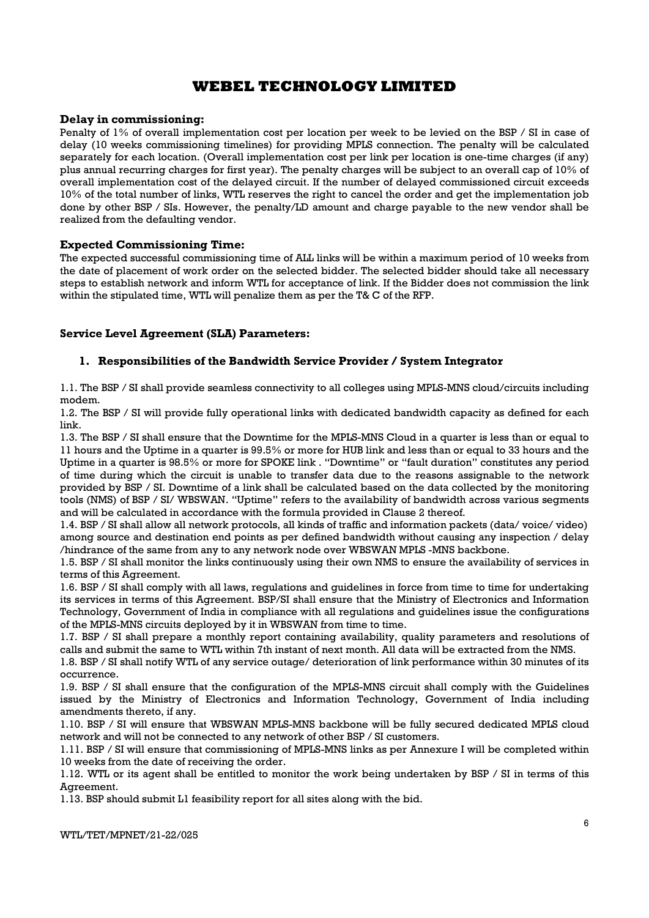# WEBEL TECHNOLOGY LIMITED

### Delay in commissioning:

Penalty of 1% of overall implementation cost per location per week to be levied on the BSP / SI in case of delay (10 weeks commissioning timelines) for providing MPLS connection. The penalty will be calculated separately for each location. (Overall implementation cost per link per location is one-time charges (if any) plus annual recurring charges for first year). The penalty charges will be subject to an overall cap of 10% of overall implementation cost of the delayed circuit. If the number of delayed commissioned circuit exceeds 10% of the total number of links, WTL reserves the right to cancel the order and get the implementation job done by other BSP / SIs. However, the penalty/LD amount and charge payable to the new vendor shall be realized from the defaulting vendor.

### Expected Commissioning Time:

The expected successful commissioning time of ALL links will be within a maximum period of 10 weeks from the date of placement of work order on the selected bidder. The selected bidder should take all necessary steps to establish network and inform WTL for acceptance of link. If the Bidder does not commission the link within the stipulated time, WTL will penalize them as per the T& C of the RFP.

### Service Level Agreement (SLA) Parameters:

#### 1. Responsibilities of the Bandwidth Service Provider / System Integrator

1.1. The BSP / SI shall provide seamless connectivity to all colleges using MPLS-MNS cloud/circuits including modem.

1.2. The BSP / SI will provide fully operational links with dedicated bandwidth capacity as defined for each link.

1.3. The BSP / SI shall ensure that the Downtime for the MPLS-MNS Cloud in a quarter is less than or equal to 11 hours and the Uptime in a quarter is 99.5% or more for HUB link and less than or equal to 33 hours and the Uptime in a quarter is 98.5% or more for SPOKE link . "Downtime" or "fault duration" constitutes any period of time during which the circuit is unable to transfer data due to the reasons assignable to the network provided by BSP / SI. Downtime of a link shall be calculated based on the data collected by the monitoring tools (NMS) of BSP / SI/ WBSWAN. "Uptime" refers to the availability of bandwidth across various segments and will be calculated in accordance with the formula provided in Clause 2 thereof.

1.4. BSP / SI shall allow all network protocols, all kinds of traffic and information packets (data/ voice/ video) among source and destination end points as per defined bandwidth without causing any inspection / delay /hindrance of the same from any to any network node over WBSWAN MPLS -MNS backbone.

1.5. BSP / SI shall monitor the links continuously using their own NMS to ensure the availability of services in terms of this Agreement.

1.6. BSP / SI shall comply with all laws, regulations and guidelines in force from time to time for undertaking its services in terms of this Agreement. BSP/SI shall ensure that the Ministry of Electronics and Information Technology, Government of India in compliance with all regulations and guidelines issue the configurations of the MPLS-MNS circuits deployed by it in WBSWAN from time to time.

1.7. BSP / SI shall prepare a monthly report containing availability, quality parameters and resolutions of calls and submit the same to WTL within 7th instant of next month. All data will be extracted from the NMS.

1.8. BSP / SI shall notify WTL of any service outage/ deterioration of link performance within 30 minutes of its occurrence.

1.9. BSP / SI shall ensure that the configuration of the MPLS-MNS circuit shall comply with the Guidelines issued by the Ministry of Electronics and Information Technology, Government of India including amendments thereto, if any.

1.10. BSP / SI will ensure that WBSWAN MPLS-MNS backbone will be fully secured dedicated MPLS cloud network and will not be connected to any network of other BSP / SI customers.

1.11. BSP / SI will ensure that commissioning of MPLS-MNS links as per Annexure I will be completed within 10 weeks from the date of receiving the order.

1.12. WTL or its agent shall be entitled to monitor the work being undertaken by BSP / SI in terms of this Agreement.

1.13. BSP should submit L1 feasibility report for all sites along with the bid.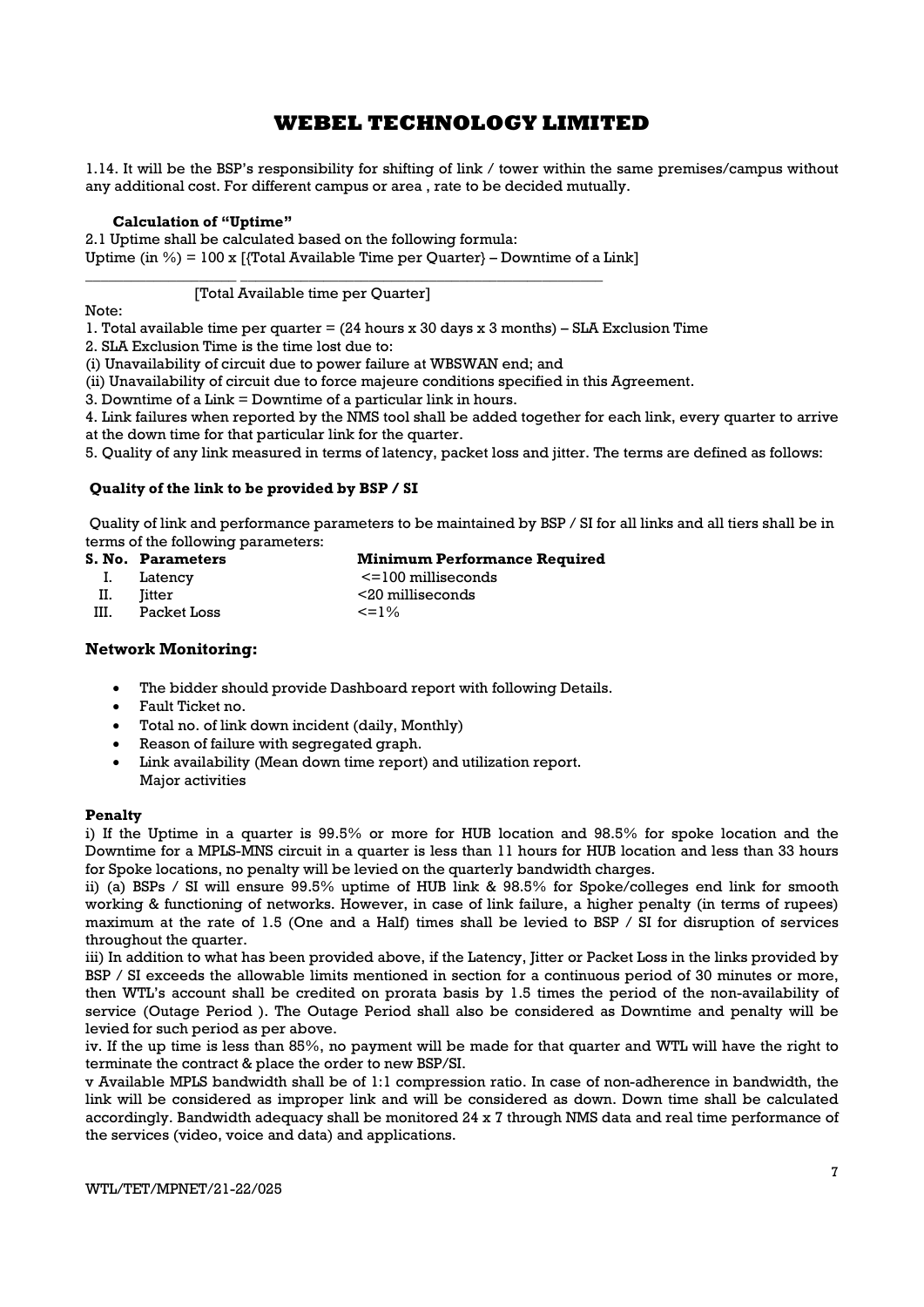# WEBEL TECHNOLOGY LIMITED

1.14. It will be the BSP's responsibility for shifting of link / tower within the same premises/campus without any additional cost. For different campus or area , rate to be decided mutually.

**Calculation of "Uptime"**

2.1 Uptime shall be calculated based on the following formula:

$$\text{Uptime (in \%)} = 100 \times \frac{[\{\text{Total Available Time per Quarter}\} - \text{Downtime of a Link}]}{[\text{Total Available time per Quarter}]}$$

Note:

1. Total available time per quarter = (24 hours x 30 days x 3 months) – SLA Exclusion Time
2. SLA Exclusion Time is the time lost due to:

(i) Unavailability of circuit due to power failure at WBSWAN end; and

(ii) Unavailability of circuit due to force majeure conditions specified in this Agreement.

3. Downtime of a Link = Downtime of a particular link in hours.
4. Link failures when reported by the NMS tool shall be added together for each link, every quarter to arrive at the down time for that particular link for the quarter.
5. Quality of any link measured in terms of latency, packet loss and jitter. The terms are defined as follows:

**Quality of the link to be provided by BSP / SI**

Quality of link and performance parameters to be maintained by BSP / SI for all links and all tiers shall be in terms of the following parameters:

| S. No. | Parameters | Minimum Performance Required |
|---|---|---|
| I. | Latency | <=100 milliseconds |
| II. | Jitter | <20 milliseconds |
| III. | Packet Loss | <=1% |

### Network Monitoring:

- The bidder should provide Dashboard report with following Details.
- Fault Ticket no.
- Total no. of link down incident (daily, Monthly)
- Reason of failure with segregated graph.
- Link availability (Mean down time report) and utilization report.
  Major activities

**Penalty**

i) If the Uptime in a quarter is 99.5% or more for HUB location and 98.5% for spoke location and the Downtime for a MPLS-MNS circuit in a quarter is less than 11 hours for HUB location and less than 33 hours for Spoke locations, no penalty will be levied on the quarterly bandwidth charges.

ii) (a) BSPs / SI will ensure 99.5% uptime of HUB link & 98.5% for Spoke/colleges end link for smooth working & functioning of networks. However, in case of link failure, a higher penalty (in terms of rupees) maximum at the rate of 1.5 (One and a Half) times shall be levied to BSP / SI for disruption of services throughout the quarter.

iii) In addition to what has been provided above, if the Latency, Jitter or Packet Loss in the links provided by BSP / SI exceeds the allowable limits mentioned in section for a continuous period of 30 minutes or more, then WTL's account shall be credited on prorata basis by 1.5 times the period of the non-availability of service (Outage Period ). The Outage Period shall also be considered as Downtime and penalty will be levied for such period as per above.

iv. If the up time is less than 85%, no payment will be made for that quarter and WTL will have the right to terminate the contract & place the order to new BSP/SI.

v Available MPLS bandwidth shall be of 1:1 compression ratio. In case of non-adherence in bandwidth, the link will be considered as improper link and will be considered as down. Down time shall be calculated accordingly. Bandwidth adequacy shall be monitored 24 x 7 through NMS data and real time performance of the services (video, voice and data) and applications.

WTL/TET/MPNET/21-22/025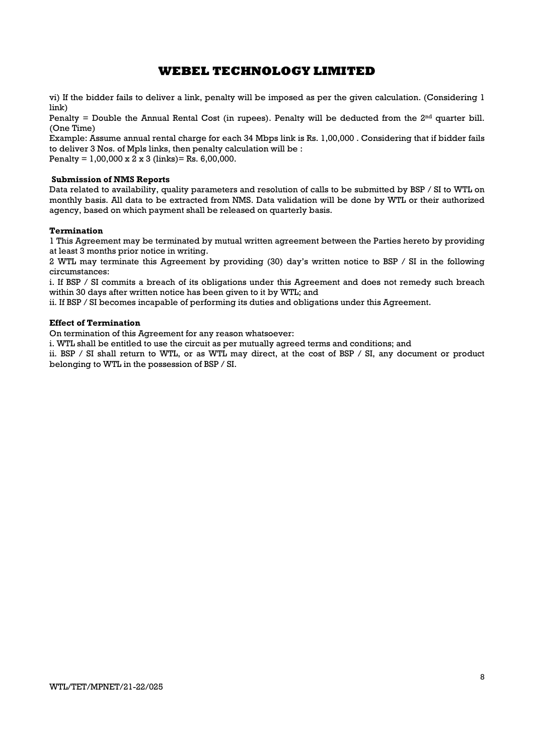vi) If the bidder fails to deliver a link, penalty will be imposed as per the given calculation. (Considering 1 link)

Penalty = Double the Annual Rental Cost (in rupees). Penalty will be deducted from the 2nd quarter bill. (One Time)

Example: Assume annual rental charge for each 34 Mbps link is Rs. 1,00,000 . Considering that if bidder fails to deliver 3 Nos. of Mpls links, then penalty calculation will be :

Penalty = 1,00,000 x 2 x 3 (links)= Rs. 6,00,000.

**Submission of NMS Reports**

Data related to availability, quality parameters and resolution of calls to be submitted by BSP / SI to WTL on monthly basis. All data to be extracted from NMS. Data validation will be done by WTL or their authorized agency, based on which payment shall be released on quarterly basis.

**Termination**

1 This Agreement may be terminated by mutual written agreement between the Parties hereto by providing at least 3 months prior notice in writing.

2 WTL may terminate this Agreement by providing (30) day's written notice to BSP / SI in the following circumstances:

i. If BSP / SI commits a breach of its obligations under this Agreement and does not remedy such breach within 30 days after written notice has been given to it by WTL; and

ii. If BSP / SI becomes incapable of performing its duties and obligations under this Agreement.

**Effect of Termination**

On termination of this Agreement for any reason whatsoever:

i. WTL shall be entitled to use the circuit as per mutually agreed terms and conditions; and

ii. BSP / SI shall return to WTL, or as WTL may direct, at the cost of BSP / SI, any document or product belonging to WTL in the possession of BSP / SI.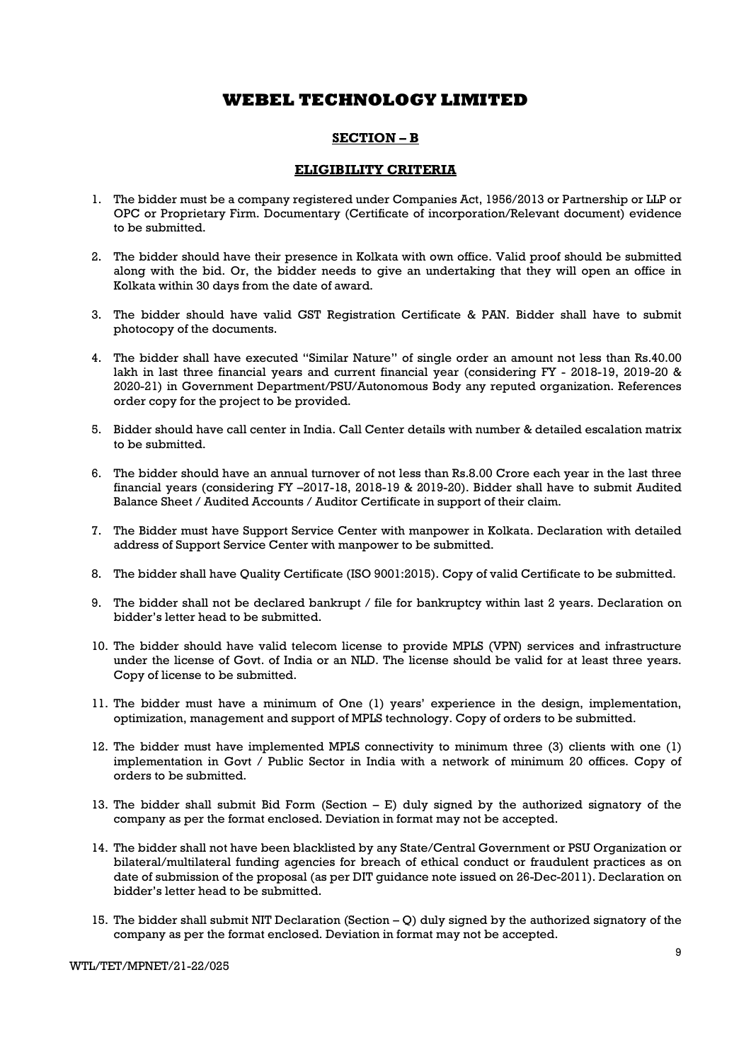# WEBEL TECHNOLOGY LIMITED

## SECTION – B

## ELIGIBILITY CRITERIA

1. The bidder must be a company registered under Companies Act, 1956/2013 or Partnership or LLP or OPC or Proprietary Firm. Documentary (Certificate of incorporation/Relevant document) evidence to be submitted.

2. The bidder should have their presence in Kolkata with own office. Valid proof should be submitted along with the bid. Or, the bidder needs to give an undertaking that they will open an office in Kolkata within 30 days from the date of award.

3. The bidder should have valid GST Registration Certificate & PAN. Bidder shall have to submit photocopy of the documents.

4. The bidder shall have executed "Similar Nature" of single order an amount not less than Rs.40.00 lakh in last three financial years and current financial year (considering FY - 2018-19, 2019-20 & 2020-21) in Government Department/PSU/Autonomous Body any reputed organization. References order copy for the project to be provided.

5. Bidder should have call center in India. Call Center details with number & detailed escalation matrix to be submitted.

6. The bidder should have an annual turnover of not less than Rs.8.00 Crore each year in the last three financial years (considering FY –2017-18, 2018-19 & 2019-20). Bidder shall have to submit Audited Balance Sheet / Audited Accounts / Auditor Certificate in support of their claim.

7. The Bidder must have Support Service Center with manpower in Kolkata. Declaration with detailed address of Support Service Center with manpower to be submitted.

8. The bidder shall have Quality Certificate (ISO 9001:2015). Copy of valid Certificate to be submitted.

9. The bidder shall not be declared bankrupt / file for bankruptcy within last 2 years. Declaration on bidder's letter head to be submitted.

10. The bidder should have valid telecom license to provide MPLS (VPN) services and infrastructure under the license of Govt. of India or an NLD. The license should be valid for at least three years. Copy of license to be submitted.

11. The bidder must have a minimum of One (1) years' experience in the design, implementation, optimization, management and support of MPLS technology. Copy of orders to be submitted.

12. The bidder must have implemented MPLS connectivity to minimum three (3) clients with one (1) implementation in Govt / Public Sector in India with a network of minimum 20 offices. Copy of orders to be submitted.

13. The bidder shall submit Bid Form (Section – E) duly signed by the authorized signatory of the company as per the format enclosed. Deviation in format may not be accepted.

14. The bidder shall not have been blacklisted by any State/Central Government or PSU Organization or bilateral/multilateral funding agencies for breach of ethical conduct or fraudulent practices as on date of submission of the proposal (as per DIT guidance note issued on 26-Dec-2011). Declaration on bidder's letter head to be submitted.

15. The bidder shall submit NIT Declaration (Section – Q) duly signed by the authorized signatory of the company as per the format enclosed. Deviation in format may not be accepted.

WTL/TET/MPNET/21-22/025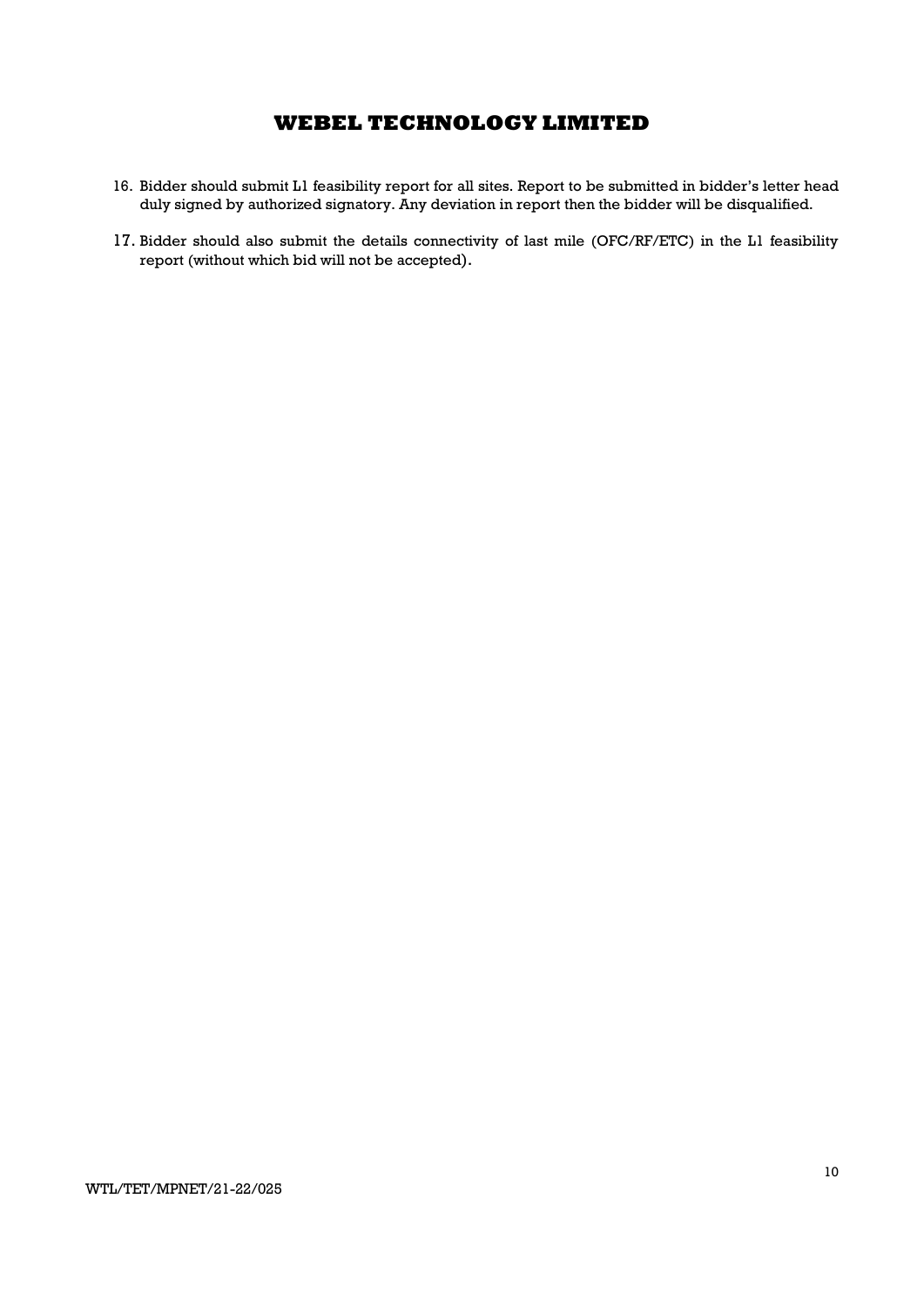16. Bidder should submit L1 feasibility report for all sites. Report to be submitted in bidder's letter head duly signed by authorized signatory. Any deviation in report then the bidder will be disqualified.

17. Bidder should also submit the details connectivity of last mile (OFC/RF/ETC) in the L1 feasibility report (without which bid will not be accepted).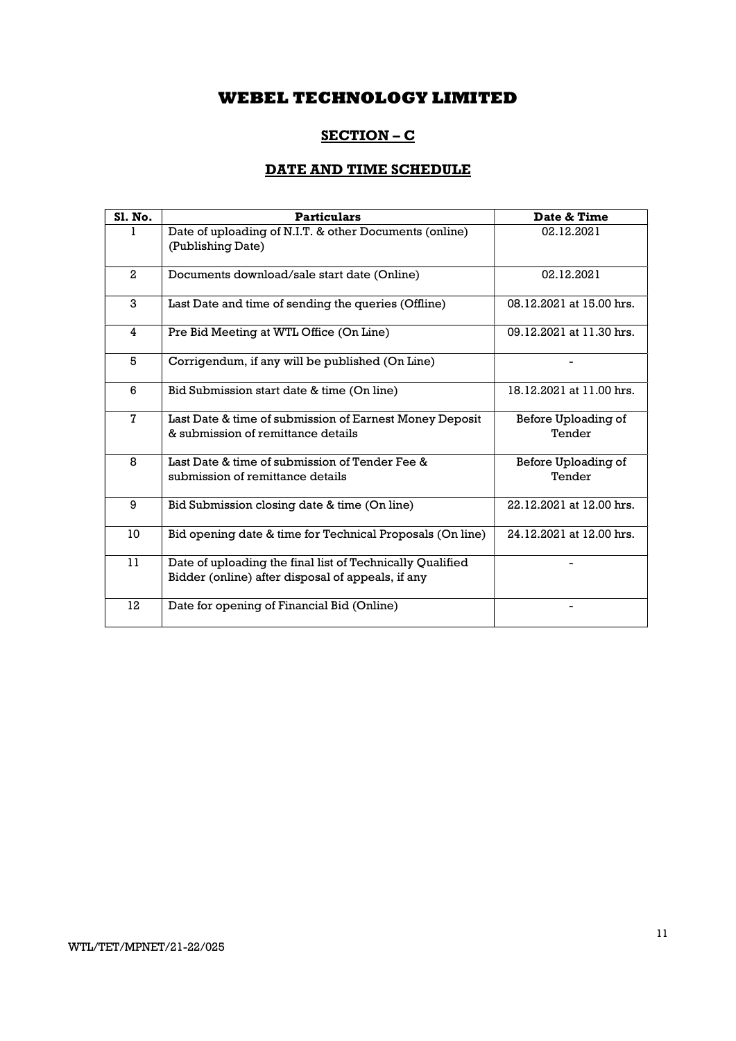# WEBEL TECHNOLOGY LIMITED

## SECTION – C

## DATE AND TIME SCHEDULE

| Sl. No. | Particulars | Date & Time |
|---|---|---|
| 1 | Date of uploading of N.I.T. & other Documents (online) (Publishing Date) | 02.12.2021 |
| 2 | Documents download/sale start date (Online) | 02.12.2021 |
| 3 | Last Date and time of sending the queries (Offline) | 08.12.2021 at 15.00 hrs. |
| 4 | Pre Bid Meeting at WTL Office (On Line) | 09.12.2021 at 11.30 hrs. |
| 5 | Corrigendum, if any will be published (On Line) | - |
| 6 | Bid Submission start date & time (On line) | 18.12.2021 at 11.00 hrs. |
| 7 | Last Date & time of submission of Earnest Money Deposit & submission of remittance details | Before Uploading of Tender |
| 8 | Last Date & time of submission of Tender Fee & submission of remittance details | Before Uploading of Tender |
| 9 | Bid Submission closing date & time (On line) | 22.12.2021 at 12.00 hrs. |
| 10 | Bid opening date & time for Technical Proposals (On line) | 24.12.2021 at 12.00 hrs. |
| 11 | Date of uploading the final list of Technically Qualified Bidder (online) after disposal of appeals, if any | - |
| 12 | Date for opening of Financial Bid (Online) | - |

WTL/TET/MPNET/21-22/025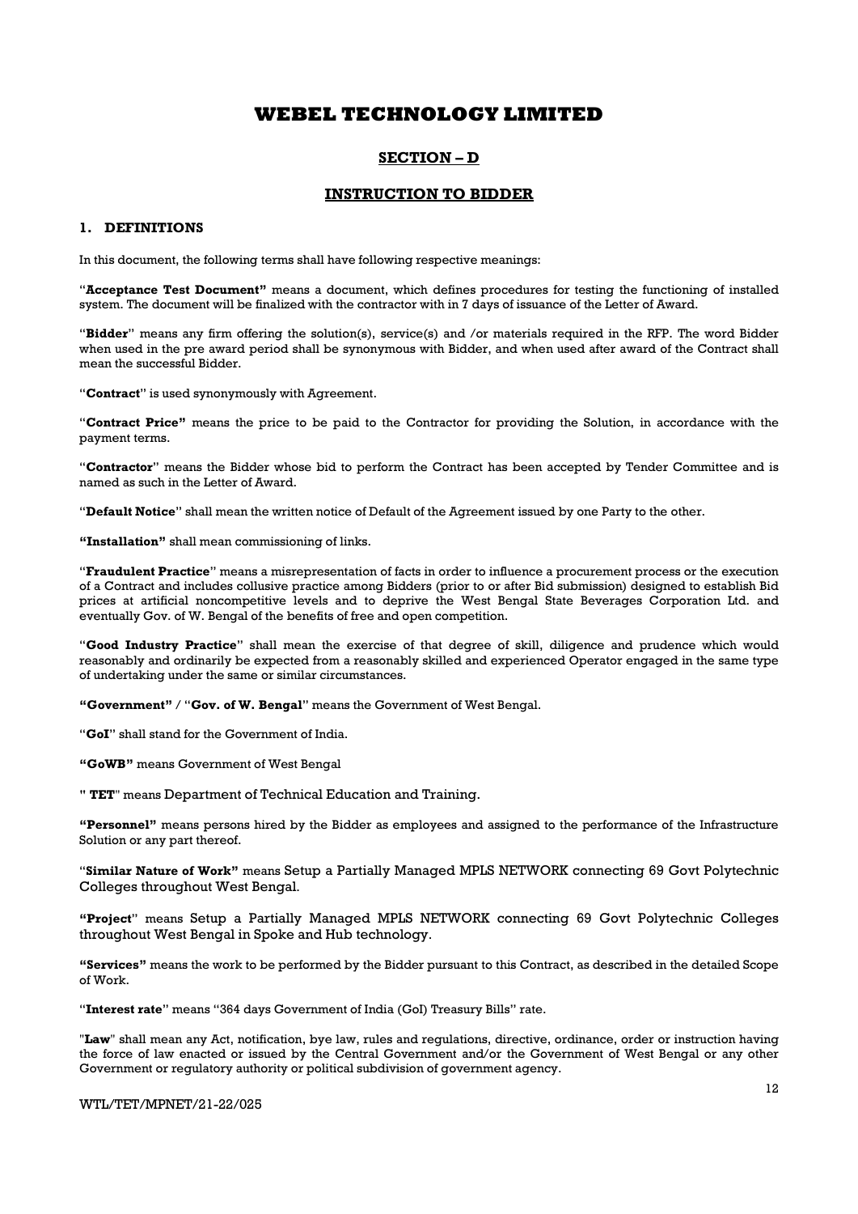# WEBEL TECHNOLOGY LIMITED

## SECTION – D

## INSTRUCTION TO BIDDER

### 1. DEFINITIONS

In this document, the following terms shall have following respective meanings:

"**Acceptance Test Document"** means a document, which defines procedures for testing the functioning of installed system. The document will be finalized with the contractor with in 7 days of issuance of the Letter of Award.

"**Bidder**" means any firm offering the solution(s), service(s) and /or materials required in the RFP. The word Bidder when used in the pre award period shall be synonymous with Bidder, and when used after award of the Contract shall mean the successful Bidder.

"**Contract**" is used synonymously with Agreement.

"**Contract Price"** means the price to be paid to the Contractor for providing the Solution, in accordance with the payment terms.

"**Contractor**" means the Bidder whose bid to perform the Contract has been accepted by Tender Committee and is named as such in the Letter of Award.

"**Default Notice**" shall mean the written notice of Default of the Agreement issued by one Party to the other.

**"Installation"** shall mean commissioning of links.

"**Fraudulent Practice**" means a misrepresentation of facts in order to influence a procurement process or the execution of a Contract and includes collusive practice among Bidders (prior to or after Bid submission) designed to establish Bid prices at artificial noncompetitive levels and to deprive the West Bengal State Beverages Corporation Ltd. and eventually Gov. of W. Bengal of the benefits of free and open competition.

"**Good Industry Practice**" shall mean the exercise of that degree of skill, diligence and prudence which would reasonably and ordinarily be expected from a reasonably skilled and experienced Operator engaged in the same type of undertaking under the same or similar circumstances.

**"Government"** / "**Gov. of W. Bengal**" means the Government of West Bengal.

"**GoI**" shall stand for the Government of India.

**"GoWB"** means Government of West Bengal

" **TET**" means Department of Technical Education and Training.

**"Personnel"** means persons hired by the Bidder as employees and assigned to the performance of the Infrastructure Solution or any part thereof.

"**Similar Nature of Work"** means Setup a Partially Managed MPLS NETWORK connecting 69 Govt Polytechnic Colleges throughout West Bengal.

**"Project**" means Setup a Partially Managed MPLS NETWORK connecting 69 Govt Polytechnic Colleges throughout West Bengal in Spoke and Hub technology.

**"Services"** means the work to be performed by the Bidder pursuant to this Contract, as described in the detailed Scope of Work.

"**Interest rate**" means "364 days Government of India (GoI) Treasury Bills" rate.

"**Law**" shall mean any Act, notification, bye law, rules and regulations, directive, ordinance, order or instruction having the force of law enacted or issued by the Central Government and/or the Government of West Bengal or any other Government or regulatory authority or political subdivision of government agency.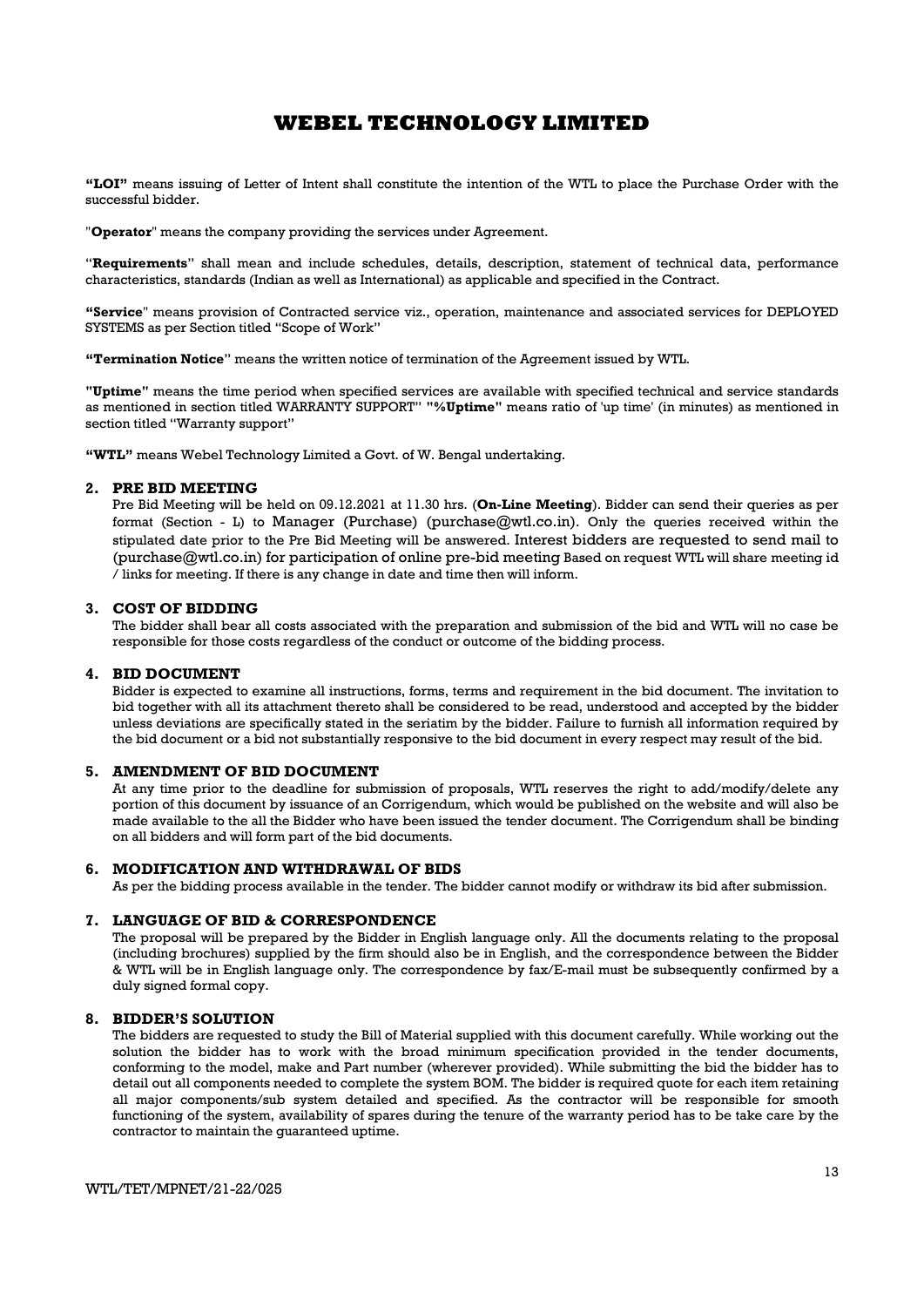**"LOI"** means issuing of Letter of Intent shall constitute the intention of the WTL to place the Purchase Order with the successful bidder.

"**Operator**" means the company providing the services under Agreement.

"**Requirements**" shall mean and include schedules, details, description, statement of technical data, performance characteristics, standards (Indian as well as International) as applicable and specified in the Contract.

**"Service**" means provision of Contracted service viz., operation, maintenance and associated services for DEPLOYED SYSTEMS as per Section titled "Scope of Work"

**"Termination Notice"** means the written notice of termination of the Agreement issued by WTL.

**"Uptime"** means the time period when specified services are available with specified technical and service standards as mentioned in section titled WARRANTY SUPPORT" **"%Uptime"** means ratio of 'up time' (in minutes) as mentioned in section titled "Warranty support"

**"WTL"** means Webel Technology Limited a Govt. of W. Bengal undertaking.

### 2. PRE BID MEETING

Pre Bid Meeting will be held on 09.12.2021 at 11.30 hrs. (**On-Line Meeting**). Bidder can send their queries as per format (Section - L) to Manager (Purchase) (purchase@wtl.co.in). Only the queries received within the stipulated date prior to the Pre Bid Meeting will be answered. Interest bidders are requested to send mail to (purchase@wtl.co.in) for participation of online pre-bid meeting Based on request WTL will share meeting id / links for meeting. If there is any change in date and time then will inform.

### 3. COST OF BIDDING

The bidder shall bear all costs associated with the preparation and submission of the bid and WTL will no case be responsible for those costs regardless of the conduct or outcome of the bidding process.

### 4. BID DOCUMENT

Bidder is expected to examine all instructions, forms, terms and requirement in the bid document. The invitation to bid together with all its attachment thereto shall be considered to be read, understood and accepted by the bidder unless deviations are specifically stated in the seriatim by the bidder. Failure to furnish all information required by the bid document or a bid not substantially responsive to the bid document in every respect may result of the bid.

### 5. AMENDMENT OF BID DOCUMENT

At any time prior to the deadline for submission of proposals, WTL reserves the right to add/modify/delete any portion of this document by issuance of an Corrigendum, which would be published on the website and will also be made available to the all the Bidder who have been issued the tender document. The Corrigendum shall be binding on all bidders and will form part of the bid documents.

### 6. MODIFICATION AND WITHDRAWAL OF BIDS

As per the bidding process available in the tender. The bidder cannot modify or withdraw its bid after submission.

### 7. LANGUAGE OF BID & CORRESPONDENCE

The proposal will be prepared by the Bidder in English language only. All the documents relating to the proposal (including brochures) supplied by the firm should also be in English, and the correspondence between the Bidder & WTL will be in English language only. The correspondence by fax/E-mail must be subsequently confirmed by a duly signed formal copy.

### 8. BIDDER'S SOLUTION

The bidders are requested to study the Bill of Material supplied with this document carefully. While working out the solution the bidder has to work with the broad minimum specification provided in the tender documents, conforming to the model, make and Part number (wherever provided). While submitting the bid the bidder has to detail out all components needed to complete the system BOM. The bidder is required quote for each item retaining all major components/sub system detailed and specified. As the contractor will be responsible for smooth functioning of the system, availability of spares during the tenure of the warranty period has to be take care by the contractor to maintain the guaranteed uptime.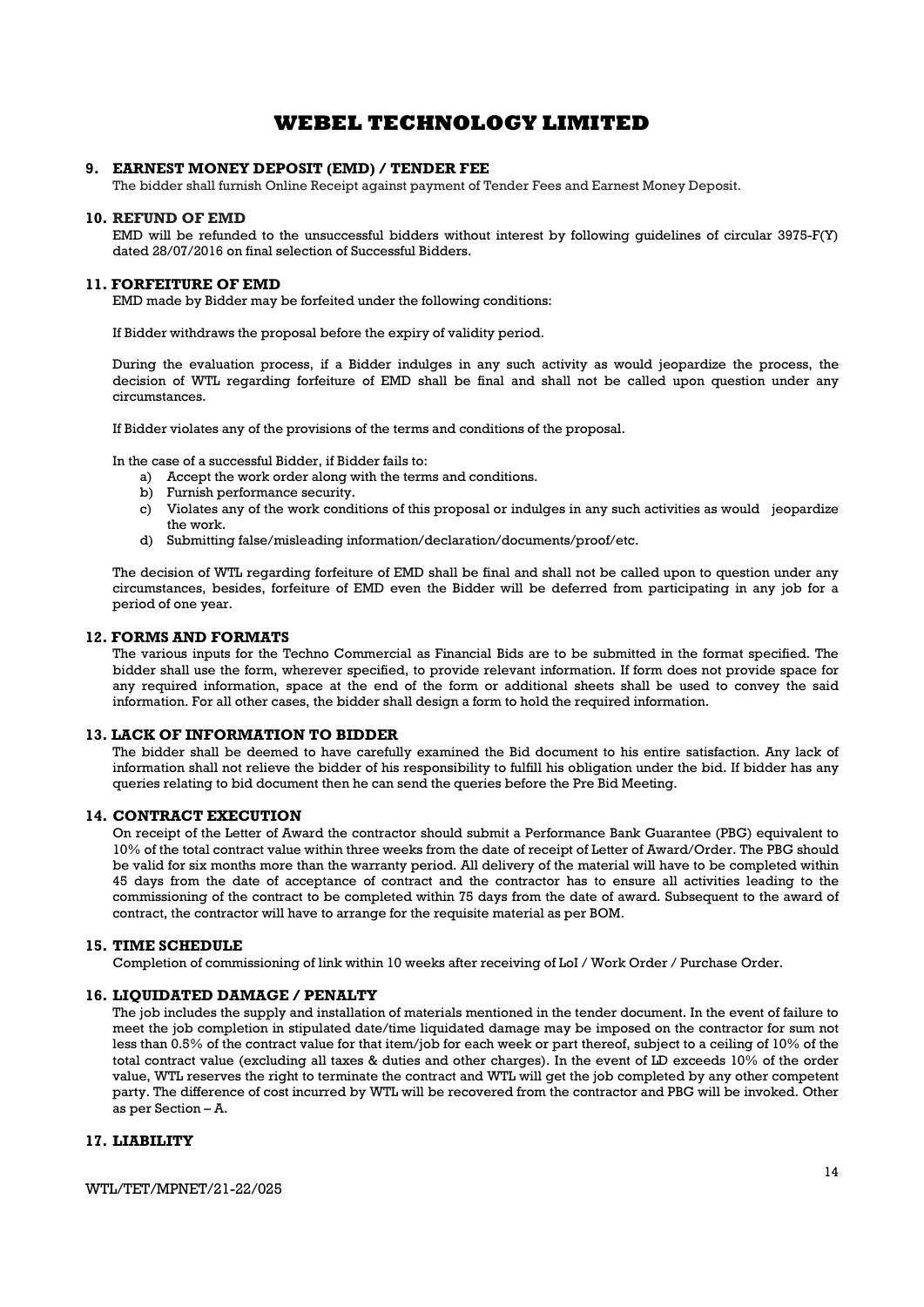# WEBEL TECHNOLOGY LIMITED

## 9. EARNEST MONEY DEPOSIT (EMD) / TENDER FEE

The bidder shall furnish Online Receipt against payment of Tender Fees and Earnest Money Deposit.

## 10. REFUND OF EMD

EMD will be refunded to the unsuccessful bidders without interest by following guidelines of circular 3975-F(Y) dated 28/07/2016 on final selection of Successful Bidders.

## 11. FORFEITURE OF EMD

EMD made by Bidder may be forfeited under the following conditions:

If Bidder withdraws the proposal before the expiry of validity period.

During the evaluation process, if a Bidder indulges in any such activity as would jeopardize the process, the decision of WTL regarding forfeiture of EMD shall be final and shall not be called upon question under any circumstances.

If Bidder violates any of the provisions of the terms and conditions of the proposal.

In the case of a successful Bidder, if Bidder fails to:

a) Accept the work order along with the terms and conditions.
b) Furnish performance security.
c) Violates any of the work conditions of this proposal or indulges in any such activities as would jeopardize the work.
d) Submitting false/misleading information/declaration/documents/proof/etc.

The decision of WTL regarding forfeiture of EMD shall be final and shall not be called upon to question under any circumstances, besides, forfeiture of EMD even the Bidder will be deferred from participating in any job for a period of one year.

## 12. FORMS AND FORMATS

The various inputs for the Techno Commercial as Financial Bids are to be submitted in the format specified. The bidder shall use the form, wherever specified, to provide relevant information. If form does not provide space for any required information, space at the end of the form or additional sheets shall be used to convey the said information. For all other cases, the bidder shall design a form to hold the required information.

## 13. LACK OF INFORMATION TO BIDDER

The bidder shall be deemed to have carefully examined the Bid document to his entire satisfaction. Any lack of information shall not relieve the bidder of his responsibility to fulfill his obligation under the bid. If bidder has any queries relating to bid document then he can send the queries before the Pre Bid Meeting.

## 14. CONTRACT EXECUTION

On receipt of the Letter of Award the contractor should submit a Performance Bank Guarantee (PBG) equivalent to 10% of the total contract value within three weeks from the date of receipt of Letter of Award/Order. The PBG should be valid for six months more than the warranty period. All delivery of the material will have to be completed within 45 days from the date of acceptance of contract and the contractor has to ensure all activities leading to the commissioning of the contract to be completed within 75 days from the date of award. Subsequent to the award of contract, the contractor will have to arrange for the requisite material as per BOM.

## 15. TIME SCHEDULE

Completion of commissioning of link within 10 weeks after receiving of LoI / Work Order / Purchase Order.

## 16. LIQUIDATED DAMAGE / PENALTY

The job includes the supply and installation of materials mentioned in the tender document. In the event of failure to meet the job completion in stipulated date/time liquidated damage may be imposed on the contractor for sum not less than 0.5% of the contract value for that item/job for each week or part thereof, subject to a ceiling of 10% of the total contract value (excluding all taxes & duties and other charges). In the event of LD exceeds 10% of the order value, WTL reserves the right to terminate the contract and WTL will get the job completed by any other competent party. The difference of cost incurred by WTL will be recovered from the contractor and PBG will be invoked. Other as per Section – A.

## 17. LIABILITY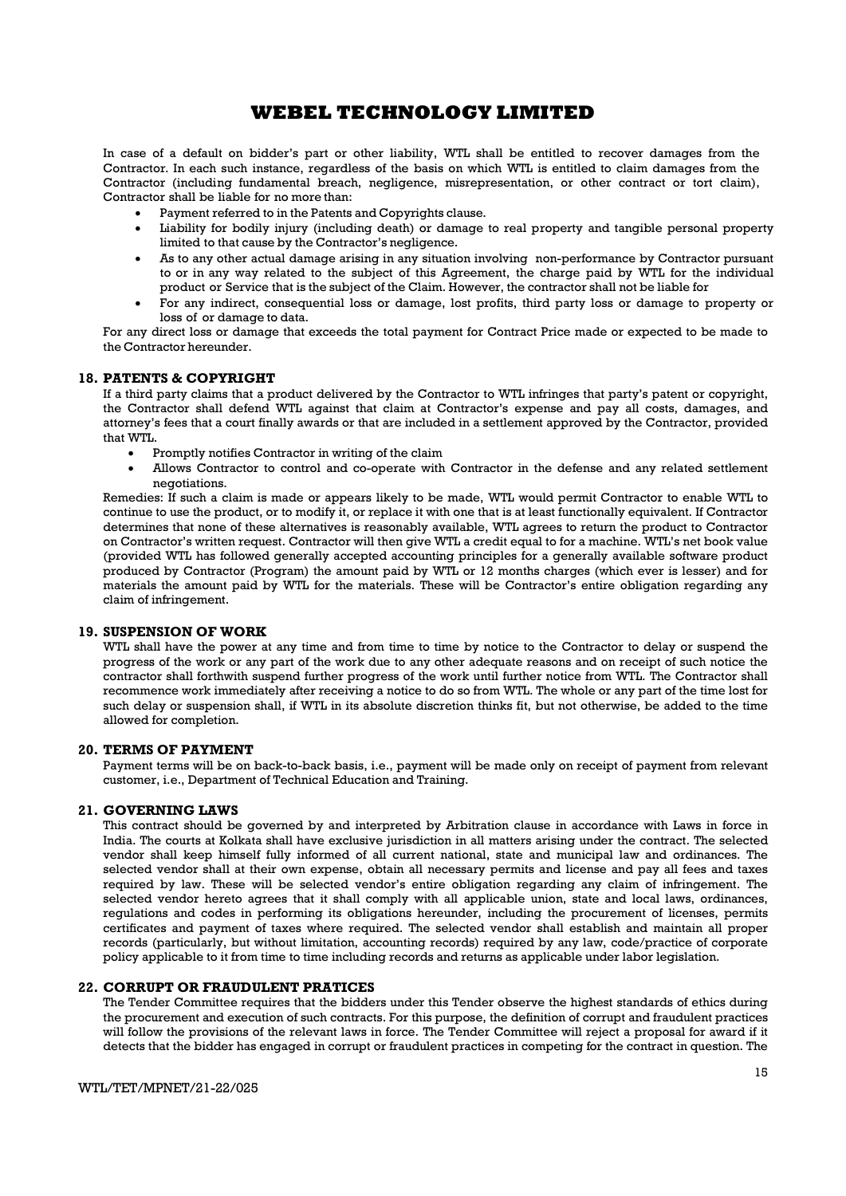In case of a default on bidder's part or other liability, WTL shall be entitled to recover damages from the Contractor. In each such instance, regardless of the basis on which WTL is entitled to claim damages from the Contractor (including fundamental breach, negligence, misrepresentation, or other contract or tort claim), Contractor shall be liable for no more than:

- Payment referred to in the Patents and Copyrights clause.
- Liability for bodily injury (including death) or damage to real property and tangible personal property limited to that cause by the Contractor's negligence.
- As to any other actual damage arising in any situation involving non-performance by Contractor pursuant to or in any way related to the subject of this Agreement, the charge paid by WTL for the individual product or Service that is the subject of the Claim. However, the contractor shall not be liable for
- For any indirect, consequential loss or damage, lost profits, third party loss or damage to property or loss of or damage to data.

For any direct loss or damage that exceeds the total payment for Contract Price made or expected to be made to the Contractor hereunder.

## 18. PATENTS & COPYRIGHT

If a third party claims that a product delivered by the Contractor to WTL infringes that party's patent or copyright, the Contractor shall defend WTL against that claim at Contractor's expense and pay all costs, damages, and attorney's fees that a court finally awards or that are included in a settlement approved by the Contractor, provided that WTL.

- Promptly notifies Contractor in writing of the claim
- Allows Contractor to control and co-operate with Contractor in the defense and any related settlement negotiations.

Remedies: If such a claim is made or appears likely to be made, WTL would permit Contractor to enable WTL to continue to use the product, or to modify it, or replace it with one that is at least functionally equivalent. If Contractor determines that none of these alternatives is reasonably available, WTL agrees to return the product to Contractor on Contractor's written request. Contractor will then give WTL a credit equal to for a machine. WTL's net book value (provided WTL has followed generally accepted accounting principles for a generally available software product produced by Contractor (Program) the amount paid by WTL or 12 months charges (which ever is lesser) and for materials the amount paid by WTL for the materials. These will be Contractor's entire obligation regarding any claim of infringement.

## 19. SUSPENSION OF WORK

WTL shall have the power at any time and from time to time by notice to the Contractor to delay or suspend the progress of the work or any part of the work due to any other adequate reasons and on receipt of such notice the contractor shall forthwith suspend further progress of the work until further notice from WTL. The Contractor shall recommence work immediately after receiving a notice to do so from WTL. The whole or any part of the time lost for such delay or suspension shall, if WTL in its absolute discretion thinks fit, but not otherwise, be added to the time allowed for completion.

## 20. TERMS OF PAYMENT

Payment terms will be on back-to-back basis, i.e., payment will be made only on receipt of payment from relevant customer, i.e., Department of Technical Education and Training.

## 21. GOVERNING LAWS

This contract should be governed by and interpreted by Arbitration clause in accordance with Laws in force in India. The courts at Kolkata shall have exclusive jurisdiction in all matters arising under the contract. The selected vendor shall keep himself fully informed of all current national, state and municipal law and ordinances. The selected vendor shall at their own expense, obtain all necessary permits and license and pay all fees and taxes required by law. These will be selected vendor's entire obligation regarding any claim of infringement. The selected vendor hereto agrees that it shall comply with all applicable union, state and local laws, ordinances, regulations and codes in performing its obligations hereunder, including the procurement of licenses, permits certificates and payment of taxes where required. The selected vendor shall establish and maintain all proper records (particularly, but without limitation, accounting records) required by any law, code/practice of corporate policy applicable to it from time to time including records and returns as applicable under labor legislation.

## 22. CORRUPT OR FRAUDULENT PRATICES

The Tender Committee requires that the bidders under this Tender observe the highest standards of ethics during the procurement and execution of such contracts. For this purpose, the definition of corrupt and fraudulent practices will follow the provisions of the relevant laws in force. The Tender Committee will reject a proposal for award if it detects that the bidder has engaged in corrupt or fraudulent practices in competing for the contract in question. The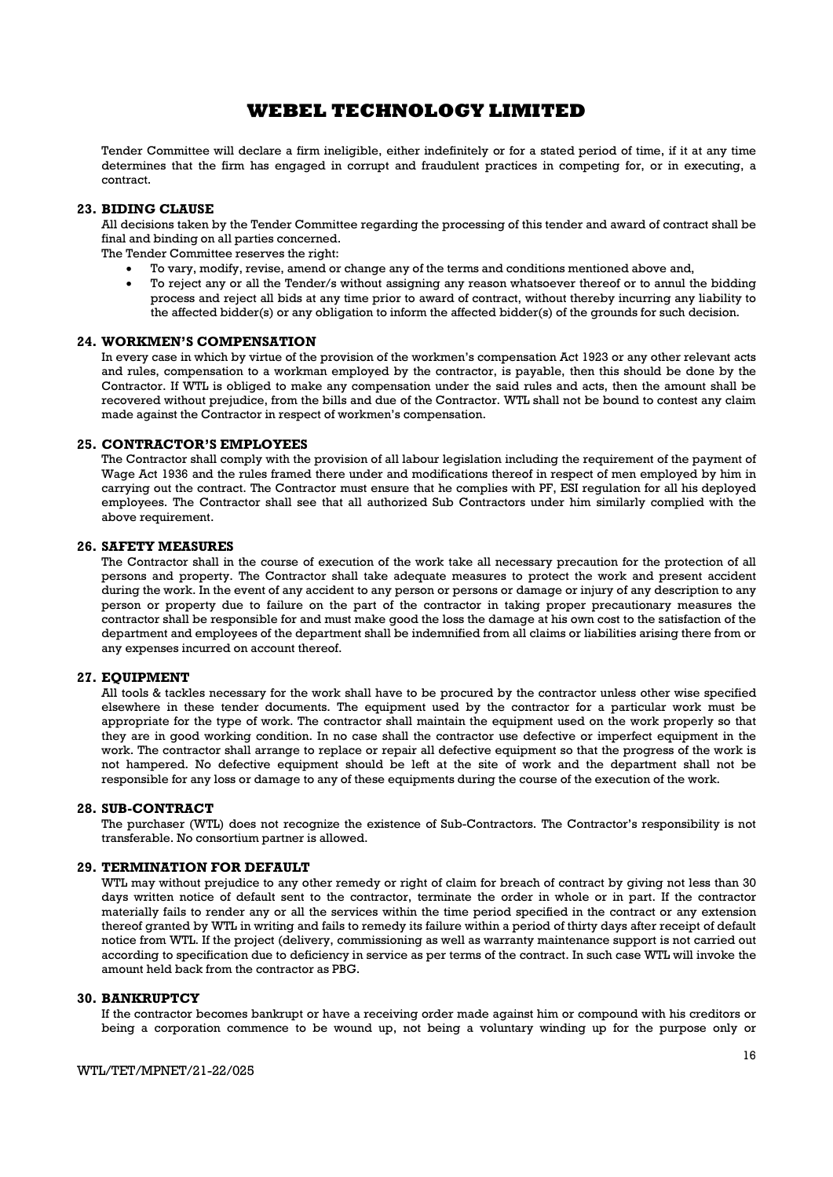Tender Committee will declare a firm ineligible, either indefinitely or for a stated period of time, if it at any time determines that the firm has engaged in corrupt and fraudulent practices in competing for, or in executing, a contract.

### 23. BIDING CLAUSE

All decisions taken by the Tender Committee regarding the processing of this tender and award of contract shall be final and binding on all parties concerned.

The Tender Committee reserves the right:

- To vary, modify, revise, amend or change any of the terms and conditions mentioned above and,
- To reject any or all the Tender/s without assigning any reason whatsoever thereof or to annul the bidding process and reject all bids at any time prior to award of contract, without thereby incurring any liability to the affected bidder(s) or any obligation to inform the affected bidder(s) of the grounds for such decision.

### 24. WORKMEN'S COMPENSATION

In every case in which by virtue of the provision of the workmen's compensation Act 1923 or any other relevant acts and rules, compensation to a workman employed by the contractor, is payable, then this should be done by the Contractor. If WTL is obliged to make any compensation under the said rules and acts, then the amount shall be recovered without prejudice, from the bills and due of the Contractor. WTL shall not be bound to contest any claim made against the Contractor in respect of workmen's compensation.

### 25. CONTRACTOR'S EMPLOYEES

The Contractor shall comply with the provision of all labour legislation including the requirement of the payment of Wage Act 1936 and the rules framed there under and modifications thereof in respect of men employed by him in carrying out the contract. The Contractor must ensure that he complies with PF, ESI regulation for all his deployed employees. The Contractor shall see that all authorized Sub Contractors under him similarly complied with the above requirement.

### 26. SAFETY MEASURES

The Contractor shall in the course of execution of the work take all necessary precaution for the protection of all persons and property. The Contractor shall take adequate measures to protect the work and present accident during the work. In the event of any accident to any person or persons or damage or injury of any description to any person or property due to failure on the part of the contractor in taking proper precautionary measures the contractor shall be responsible for and must make good the loss the damage at his own cost to the satisfaction of the department and employees of the department shall be indemnified from all claims or liabilities arising there from or any expenses incurred on account thereof.

### 27. EQUIPMENT

All tools & tackles necessary for the work shall have to be procured by the contractor unless other wise specified elsewhere in these tender documents. The equipment used by the contractor for a particular work must be appropriate for the type of work. The contractor shall maintain the equipment used on the work properly so that they are in good working condition. In no case shall the contractor use defective or imperfect equipment in the work. The contractor shall arrange to replace or repair all defective equipment so that the progress of the work is not hampered. No defective equipment should be left at the site of work and the department shall not be responsible for any loss or damage to any of these equipments during the course of the execution of the work.

### 28. SUB-CONTRACT

The purchaser (WTL) does not recognize the existence of Sub-Contractors. The Contractor's responsibility is not transferable. No consortium partner is allowed.

### 29. TERMINATION FOR DEFAULT

WTL may without prejudice to any other remedy or right of claim for breach of contract by giving not less than 30 days written notice of default sent to the contractor, terminate the order in whole or in part. If the contractor materially fails to render any or all the services within the time period specified in the contract or any extension thereof granted by WTL in writing and fails to remedy its failure within a period of thirty days after receipt of default notice from WTL. If the project (delivery, commissioning as well as warranty maintenance support is not carried out according to specification due to deficiency in service as per terms of the contract. In such case WTL will invoke the amount held back from the contractor as PBG.

### 30. BANKRUPTCY

If the contractor becomes bankrupt or have a receiving order made against him or compound with his creditors or being a corporation commence to be wound up, not being a voluntary winding up for the purpose only or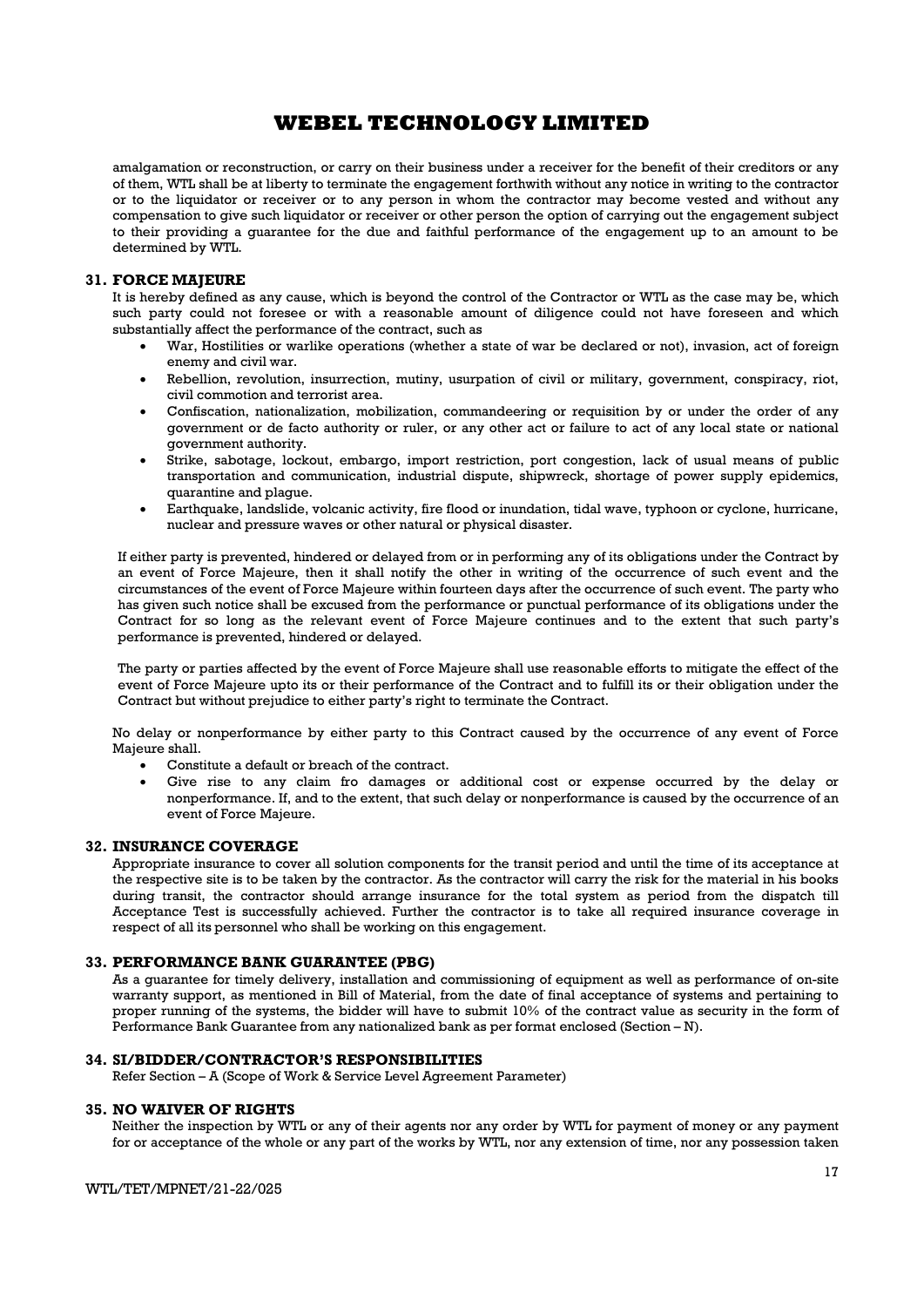amalgamation or reconstruction, or carry on their business under a receiver for the benefit of their creditors or any of them, WTL shall be at liberty to terminate the engagement forthwith without any notice in writing to the contractor or to the liquidator or receiver or to any person in whom the contractor may become vested and without any compensation to give such liquidator or receiver or other person the option of carrying out the engagement subject to their providing a guarantee for the due and faithful performance of the engagement up to an amount to be determined by WTL.

### 31. FORCE MAJEURE

It is hereby defined as any cause, which is beyond the control of the Contractor or WTL as the case may be, which such party could not foresee or with a reasonable amount of diligence could not have foreseen and which substantially affect the performance of the contract, such as

- War, Hostilities or warlike operations (whether a state of war be declared or not), invasion, act of foreign enemy and civil war.
- Rebellion, revolution, insurrection, mutiny, usurpation of civil or military, government, conspiracy, riot, civil commotion and terrorist area.
- Confiscation, nationalization, mobilization, commandeering or requisition by or under the order of any government or de facto authority or ruler, or any other act or failure to act of any local state or national government authority.
- Strike, sabotage, lockout, embargo, import restriction, port congestion, lack of usual means of public transportation and communication, industrial dispute, shipwreck, shortage of power supply epidemics, quarantine and plague.
- Earthquake, landslide, volcanic activity, fire flood or inundation, tidal wave, typhoon or cyclone, hurricane, nuclear and pressure waves or other natural or physical disaster.

If either party is prevented, hindered or delayed from or in performing any of its obligations under the Contract by an event of Force Majeure, then it shall notify the other in writing of the occurrence of such event and the circumstances of the event of Force Majeure within fourteen days after the occurrence of such event. The party who has given such notice shall be excused from the performance or punctual performance of its obligations under the Contract for so long as the relevant event of Force Majeure continues and to the extent that such party's performance is prevented, hindered or delayed.

The party or parties affected by the event of Force Majeure shall use reasonable efforts to mitigate the effect of the event of Force Majeure upto its or their performance of the Contract and to fulfill its or their obligation under the Contract but without prejudice to either party's right to terminate the Contract.

No delay or nonperformance by either party to this Contract caused by the occurrence of any event of Force Majeure shall.

- Constitute a default or breach of the contract.
- Give rise to any claim fro damages or additional cost or expense occurred by the delay or nonperformance. If, and to the extent, that such delay or nonperformance is caused by the occurrence of an event of Force Majeure.

### 32. INSURANCE COVERAGE

Appropriate insurance to cover all solution components for the transit period and until the time of its acceptance at the respective site is to be taken by the contractor. As the contractor will carry the risk for the material in his books during transit, the contractor should arrange insurance for the total system as period from the dispatch till Acceptance Test is successfully achieved. Further the contractor is to take all required insurance coverage in respect of all its personnel who shall be working on this engagement.

### 33. PERFORMANCE BANK GUARANTEE (PBG)

As a guarantee for timely delivery, installation and commissioning of equipment as well as performance of on-site warranty support, as mentioned in Bill of Material, from the date of final acceptance of systems and pertaining to proper running of the systems, the bidder will have to submit 10% of the contract value as security in the form of Performance Bank Guarantee from any nationalized bank as per format enclosed (Section – N).

### 34. SI/BIDDER/CONTRACTOR'S RESPONSIBILITIES

Refer Section – A (Scope of Work & Service Level Agreement Parameter)

### 35. NO WAIVER OF RIGHTS

Neither the inspection by WTL or any of their agents nor any order by WTL for payment of money or any payment for or acceptance of the whole or any part of the works by WTL, nor any extension of time, nor any possession taken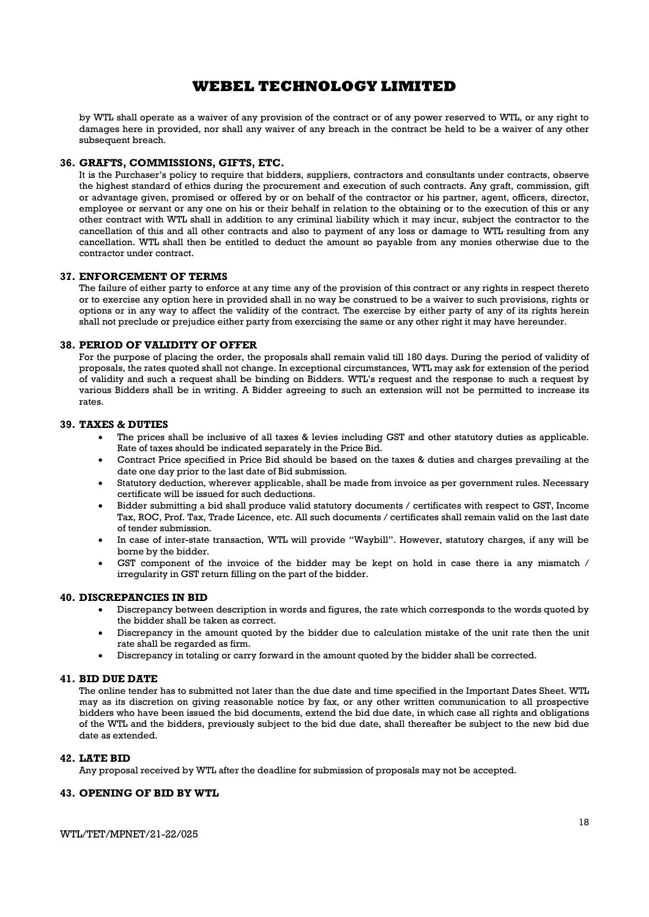by WTL shall operate as a waiver of any provision of the contract or of any power reserved to WTL, or any right to damages here in provided, nor shall any waiver of any breach in the contract be held to be a waiver of any other subsequent breach.

### 36. GRAFTS, COMMISSIONS, GIFTS, ETC.

It is the Purchaser's policy to require that bidders, suppliers, contractors and consultants under contracts, observe the highest standard of ethics during the procurement and execution of such contracts. Any graft, commission, gift or advantage given, promised or offered by or on behalf of the contractor or his partner, agent, officers, director, employee or servant or any one on his or their behalf in relation to the obtaining or to the execution of this or any other contract with WTL shall in addition to any criminal liability which it may incur, subject the contractor to the cancellation of this and all other contracts and also to payment of any loss or damage to WTL resulting from any cancellation. WTL shall then be entitled to deduct the amount so payable from any monies otherwise due to the contractor under contract.

### 37. ENFORCEMENT OF TERMS

The failure of either party to enforce at any time any of the provision of this contract or any rights in respect thereto or to exercise any option here in provided shall in no way be construed to be a waiver to such provisions, rights or options or in any way to affect the validity of the contract. The exercise by either party of any of its rights herein shall not preclude or prejudice either party from exercising the same or any other right it may have hereunder.

### 38. PERIOD OF VALIDITY OF OFFER

For the purpose of placing the order, the proposals shall remain valid till 180 days. During the period of validity of proposals, the rates quoted shall not change. In exceptional circumstances, WTL may ask for extension of the period of validity and such a request shall be binding on Bidders. WTL's request and the response to such a request by various Bidders shall be in writing. A Bidder agreeing to such an extension will not be permitted to increase its rates.

### 39. TAXES & DUTIES

- The prices shall be inclusive of all taxes & levies including GST and other statutory duties as applicable. Rate of taxes should be indicated separately in the Price Bid.
- Contract Price specified in Price Bid should be based on the taxes & duties and charges prevailing at the date one day prior to the last date of Bid submission.
- Statutory deduction, wherever applicable, shall be made from invoice as per government rules. Necessary certificate will be issued for such deductions.
- Bidder submitting a bid shall produce valid statutory documents / certificates with respect to GST, Income Tax, ROC, Prof. Tax, Trade Licence, etc. All such documents / certificates shall remain valid on the last date of tender submission.
- In case of inter-state transaction, WTL will provide "Waybill". However, statutory charges, if any will be borne by the bidder.
- GST component of the invoice of the bidder may be kept on hold in case there ia any mismatch / irregularity in GST return filling on the part of the bidder.

### 40. DISCREPANCIES IN BID

- Discrepancy between description in words and figures, the rate which corresponds to the words quoted by the bidder shall be taken as correct.
- Discrepancy in the amount quoted by the bidder due to calculation mistake of the unit rate then the unit rate shall be regarded as firm.
- Discrepancy in totaling or carry forward in the amount quoted by the bidder shall be corrected.

### 41. BID DUE DATE

The online tender has to submitted not later than the due date and time specified in the Important Dates Sheet. WTL may as its discretion on giving reasonable notice by fax, or any other written communication to all prospective bidders who have been issued the bid documents, extend the bid due date, in which case all rights and obligations of the WTL and the bidders, previously subject to the bid due date, shall thereafter be subject to the new bid due date as extended.

### 42. LATE BID

Any proposal received by WTL after the deadline for submission of proposals may not be accepted.

### 43. OPENING OF BID BY WTL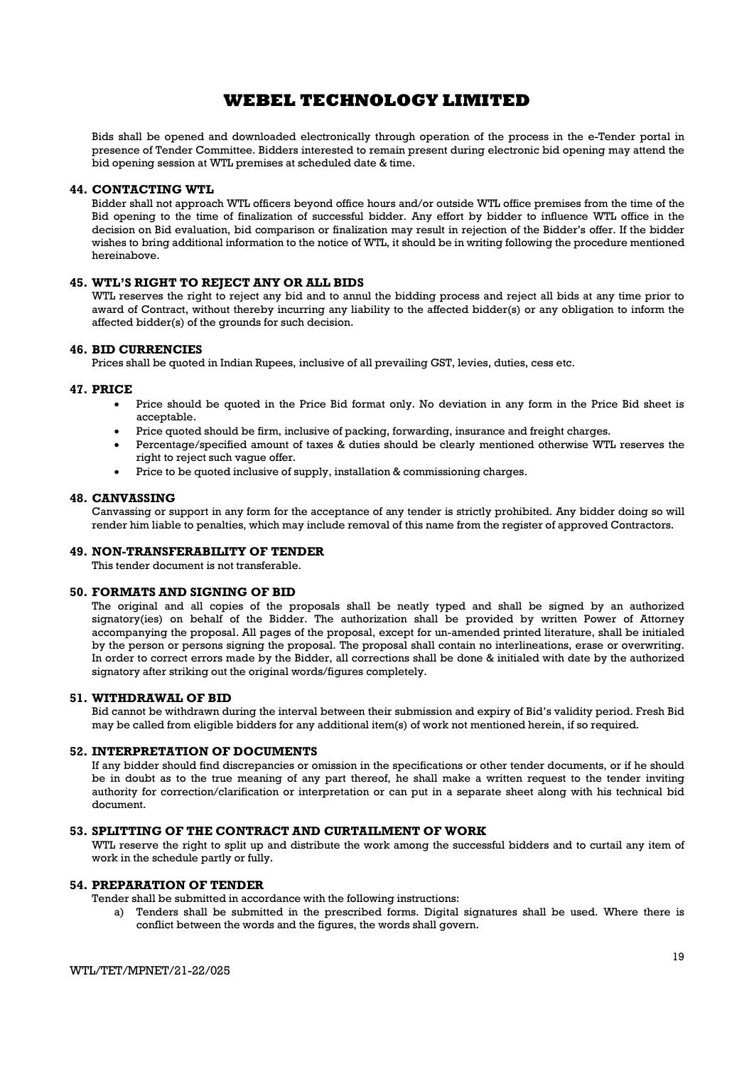Bids shall be opened and downloaded electronically through operation of the process in the e-Tender portal in presence of Tender Committee. Bidders interested to remain present during electronic bid opening may attend the bid opening session at WTL premises at scheduled date & time.

### 44. CONTACTING WTL

Bidder shall not approach WTL officers beyond office hours and/or outside WTL office premises from the time of the Bid opening to the time of finalization of successful bidder. Any effort by bidder to influence WTL office in the decision on Bid evaluation, bid comparison or finalization may result in rejection of the Bidder's offer. If the bidder wishes to bring additional information to the notice of WTL, it should be in writing following the procedure mentioned hereinabove.

### 45. WTL'S RIGHT TO REJECT ANY OR ALL BIDS

WTL reserves the right to reject any bid and to annul the bidding process and reject all bids at any time prior to award of Contract, without thereby incurring any liability to the affected bidder(s) or any obligation to inform the affected bidder(s) of the grounds for such decision.

### 46. BID CURRENCIES

Prices shall be quoted in Indian Rupees, inclusive of all prevailing GST, levies, duties, cess etc.

### 47. PRICE

- Price should be quoted in the Price Bid format only. No deviation in any form in the Price Bid sheet is acceptable.
- Price quoted should be firm, inclusive of packing, forwarding, insurance and freight charges.
- Percentage/specified amount of taxes & duties should be clearly mentioned otherwise WTL reserves the right to reject such vague offer.
- Price to be quoted inclusive of supply, installation & commissioning charges.

### 48. CANVASSING

Canvassing or support in any form for the acceptance of any tender is strictly prohibited. Any bidder doing so will render him liable to penalties, which may include removal of this name from the register of approved Contractors.

### 49. NON-TRANSFERABILITY OF TENDER

This tender document is not transferable.

### 50. FORMATS AND SIGNING OF BID

The original and all copies of the proposals shall be neatly typed and shall be signed by an authorized signatory(ies) on behalf of the Bidder. The authorization shall be provided by written Power of Attorney accompanying the proposal. All pages of the proposal, except for un-amended printed literature, shall be initialed by the person or persons signing the proposal. The proposal shall contain no interlineations, erase or overwriting. In order to correct errors made by the Bidder, all corrections shall be done & initialed with date by the authorized signatory after striking out the original words/figures completely.

### 51. WITHDRAWAL OF BID

Bid cannot be withdrawn during the interval between their submission and expiry of Bid's validity period. Fresh Bid may be called from eligible bidders for any additional item(s) of work not mentioned herein, if so required.

### 52. INTERPRETATION OF DOCUMENTS

If any bidder should find discrepancies or omission in the specifications or other tender documents, or if he should be in doubt as to the true meaning of any part thereof, he shall make a written request to the tender inviting authority for correction/clarification or interpretation or can put in a separate sheet along with his technical bid document.

### 53. SPLITTING OF THE CONTRACT AND CURTAILMENT OF WORK

WTL reserve the right to split up and distribute the work among the successful bidders and to curtail any item of work in the schedule partly or fully.

### 54. PREPARATION OF TENDER

Tender shall be submitted in accordance with the following instructions:

a) Tenders shall be submitted in the prescribed forms. Digital signatures shall be used. Where there is conflict between the words and the figures, the words shall govern.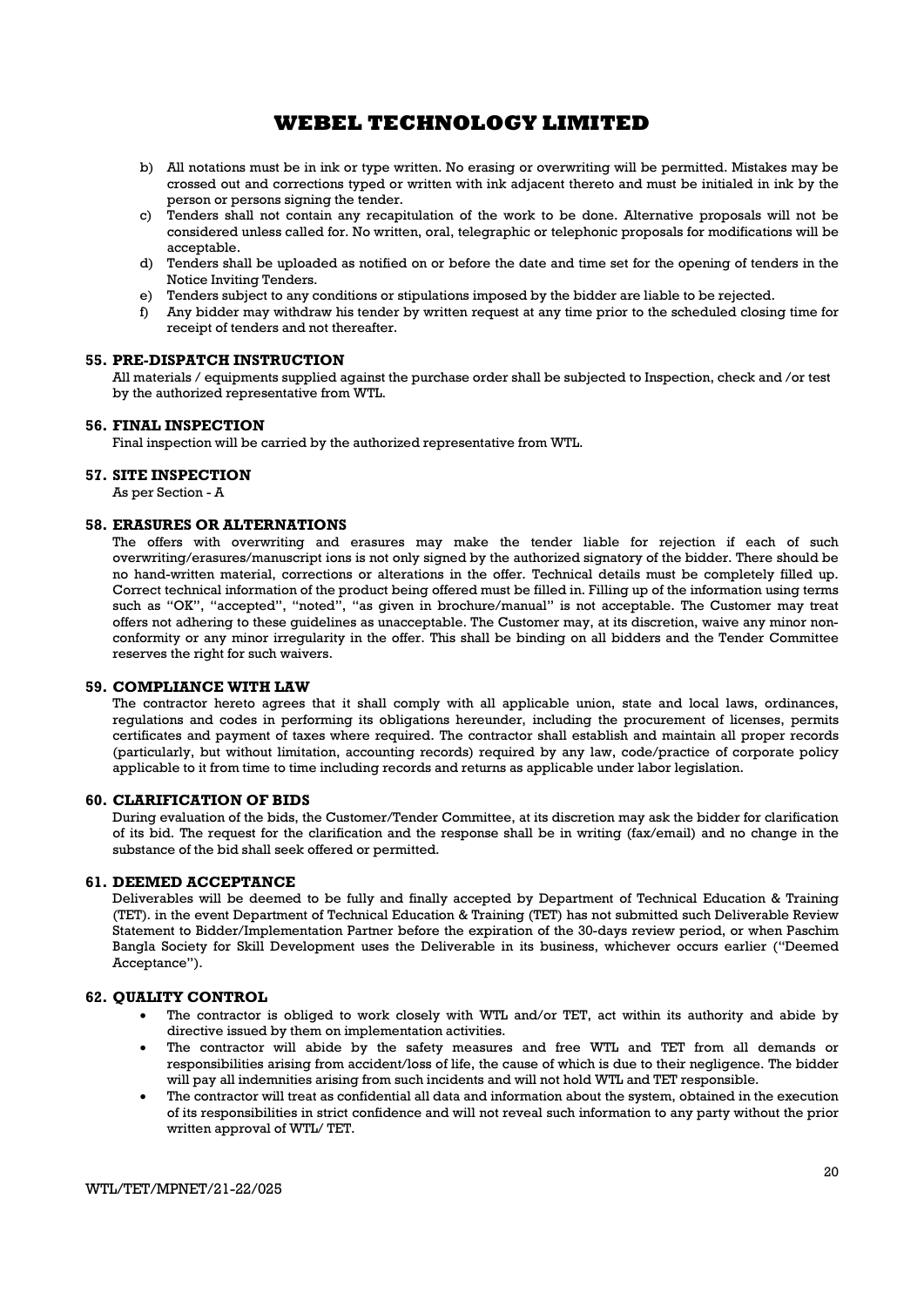b) All notations must be in ink or type written. No erasing or overwriting will be permitted. Mistakes may be crossed out and corrections typed or written with ink adjacent thereto and must be initialed in ink by the person or persons signing the tender.
c) Tenders shall not contain any recapitulation of the work to be done. Alternative proposals will not be considered unless called for. No written, oral, telegraphic or telephonic proposals for modifications will be acceptable.
d) Tenders shall be uploaded as notified on or before the date and time set for the opening of tenders in the Notice Inviting Tenders.
e) Tenders subject to any conditions or stipulations imposed by the bidder are liable to be rejected.
f) Any bidder may withdraw his tender by written request at any time prior to the scheduled closing time for receipt of tenders and not thereafter.

### 55. PRE-DISPATCH INSTRUCTION

All materials / equipments supplied against the purchase order shall be subjected to Inspection, check and /or test by the authorized representative from WTL.

### 56. FINAL INSPECTION

Final inspection will be carried by the authorized representative from WTL.

### 57. SITE INSPECTION

As per Section - A

### 58. ERASURES OR ALTERNATIONS

The offers with overwriting and erasures may make the tender liable for rejection if each of such overwriting/erasures/manuscript ions is not only signed by the authorized signatory of the bidder. There should be no hand-written material, corrections or alterations in the offer. Technical details must be completely filled up. Correct technical information of the product being offered must be filled in. Filling up of the information using terms such as "OK", "accepted", "noted", "as given in brochure/manual" is not acceptable. The Customer may treat offers not adhering to these guidelines as unacceptable. The Customer may, at its discretion, waive any minor non-conformity or any minor irregularity in the offer. This shall be binding on all bidders and the Tender Committee reserves the right for such waivers.

### 59. COMPLIANCE WITH LAW

The contractor hereto agrees that it shall comply with all applicable union, state and local laws, ordinances, regulations and codes in performing its obligations hereunder, including the procurement of licenses, permits certificates and payment of taxes where required. The contractor shall establish and maintain all proper records (particularly, but without limitation, accounting records) required by any law, code/practice of corporate policy applicable to it from time to time including records and returns as applicable under labor legislation.

### 60. CLARIFICATION OF BIDS

During evaluation of the bids, the Customer/Tender Committee, at its discretion may ask the bidder for clarification of its bid. The request for the clarification and the response shall be in writing (fax/email) and no change in the substance of the bid shall seek offered or permitted.

### 61. DEEMED ACCEPTANCE

Deliverables will be deemed to be fully and finally accepted by Department of Technical Education & Training (TET). in the event Department of Technical Education & Training (TET) has not submitted such Deliverable Review Statement to Bidder/Implementation Partner before the expiration of the 30-days review period, or when Paschim Bangla Society for Skill Development uses the Deliverable in its business, whichever occurs earlier ("Deemed Acceptance").

### 62. QUALITY CONTROL

- The contractor is obliged to work closely with WTL and/or TET, act within its authority and abide by directive issued by them on implementation activities.
- The contractor will abide by the safety measures and free WTL and TET from all demands or responsibilities arising from accident/loss of life, the cause of which is due to their negligence. The bidder will pay all indemnities arising from such incidents and will not hold WTL and TET responsible.
- The contractor will treat as confidential all data and information about the system, obtained in the execution of its responsibilities in strict confidence and will not reveal such information to any party without the prior written approval of WTL/ TET.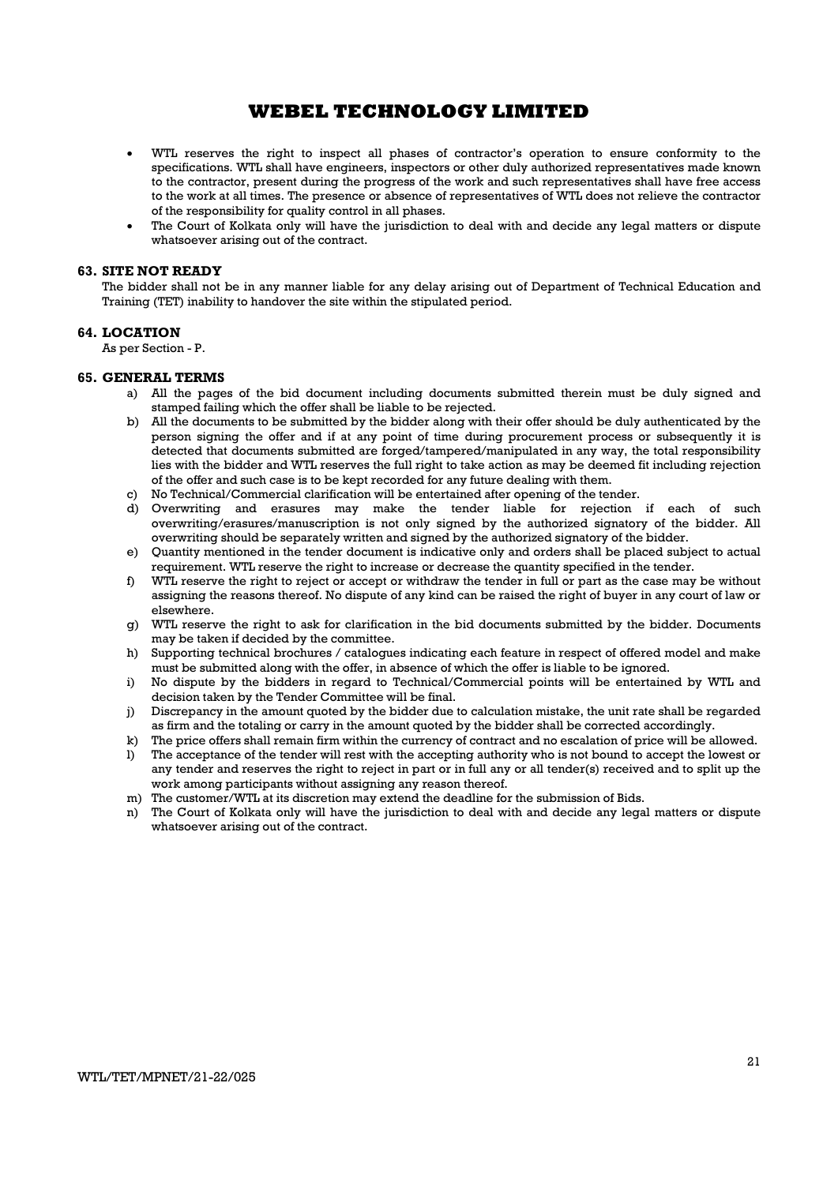- WTL reserves the right to inspect all phases of contractor's operation to ensure conformity to the specifications. WTL shall have engineers, inspectors or other duly authorized representatives made known to the contractor, present during the progress of the work and such representatives shall have free access to the work at all times. The presence or absence of representatives of WTL does not relieve the contractor of the responsibility for quality control in all phases.
- The Court of Kolkata only will have the jurisdiction to deal with and decide any legal matters or dispute whatsoever arising out of the contract.

## 63. SITE NOT READY

The bidder shall not be in any manner liable for any delay arising out of Department of Technical Education and Training (TET) inability to handover the site within the stipulated period.

## 64. LOCATION

As per Section - P.

## 65. GENERAL TERMS

a) All the pages of the bid document including documents submitted therein must be duly signed and stamped failing which the offer shall be liable to be rejected.

b) All the documents to be submitted by the bidder along with their offer should be duly authenticated by the person signing the offer and if at any point of time during procurement process or subsequently it is detected that documents submitted are forged/tampered/manipulated in any way, the total responsibility lies with the bidder and WTL reserves the full right to take action as may be deemed fit including rejection of the offer and such case is to be kept recorded for any future dealing with them.

c) No Technical/Commercial clarification will be entertained after opening of the tender.

d) Overwriting and erasures may make the tender liable for rejection if each of such overwriting/erasures/manuscription is not only signed by the authorized signatory of the bidder. All overwriting should be separately written and signed by the authorized signatory of the bidder.

e) Quantity mentioned in the tender document is indicative only and orders shall be placed subject to actual requirement. WTL reserve the right to increase or decrease the quantity specified in the tender.

f) WTL reserve the right to reject or accept or withdraw the tender in full or part as the case may be without assigning the reasons thereof. No dispute of any kind can be raised the right of buyer in any court of law or elsewhere.

g) WTL reserve the right to ask for clarification in the bid documents submitted by the bidder. Documents may be taken if decided by the committee.

h) Supporting technical brochures / catalogues indicating each feature in respect of offered model and make must be submitted along with the offer, in absence of which the offer is liable to be ignored.

i) No dispute by the bidders in regard to Technical/Commercial points will be entertained by WTL and decision taken by the Tender Committee will be final.

j) Discrepancy in the amount quoted by the bidder due to calculation mistake, the unit rate shall be regarded as firm and the totaling or carry in the amount quoted by the bidder shall be corrected accordingly.

k) The price offers shall remain firm within the currency of contract and no escalation of price will be allowed.

l) The acceptance of the tender will rest with the accepting authority who is not bound to accept the lowest or any tender and reserves the right to reject in part or in full any or all tender(s) received and to split up the work among participants without assigning any reason thereof.

m) The customer/WTL at its discretion may extend the deadline for the submission of Bids.

n) The Court of Kolkata only will have the jurisdiction to deal with and decide any legal matters or dispute whatsoever arising out of the contract.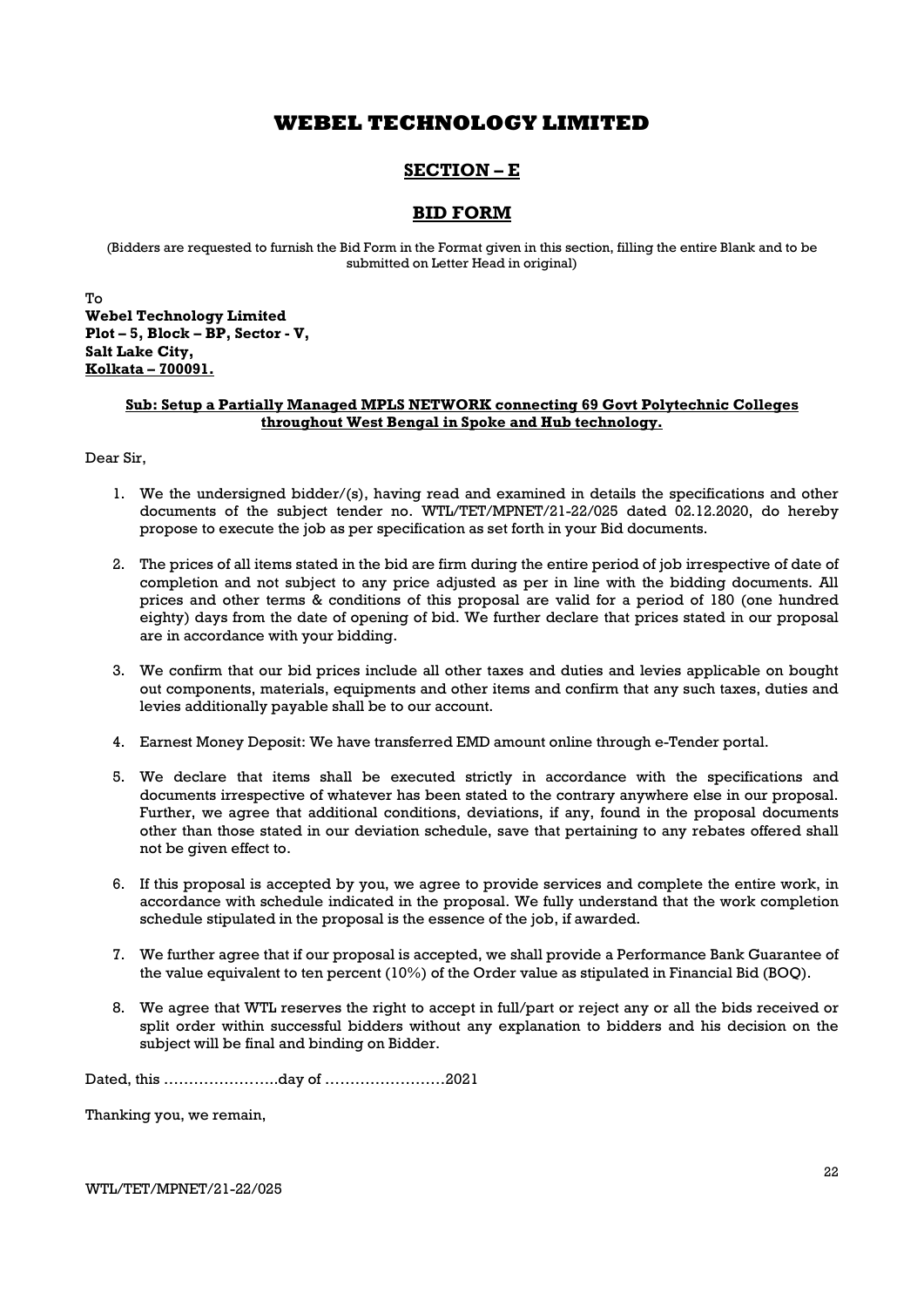# WEBEL TECHNOLOGY LIMITED

## SECTION – E

## BID FORM

(Bidders are requested to furnish the Bid Form in the Format given in this section, filling the entire Blank and to be submitted on Letter Head in original)

To
**Webel Technology Limited**
**Plot – 5, Block – BP, Sector - V,**
**Salt Lake City,**
**Kolkata – 700091.**

**Sub: Setup a Partially Managed MPLS NETWORK connecting 69 Govt Polytechnic Colleges throughout West Bengal in Spoke and Hub technology.**

Dear Sir,

1. We the undersigned bidder/(s), having read and examined in details the specifications and other documents of the subject tender no. WTL/TET/MPNET/21-22/025 dated 02.12.2020, do hereby propose to execute the job as per specification as set forth in your Bid documents.
2. The prices of all items stated in the bid are firm during the entire period of job irrespective of date of completion and not subject to any price adjusted as per in line with the bidding documents. All prices and other terms & conditions of this proposal are valid for a period of 180 (one hundred eighty) days from the date of opening of bid. We further declare that prices stated in our proposal are in accordance with your bidding.
3. We confirm that our bid prices include all other taxes and duties and levies applicable on bought out components, materials, equipments and other items and confirm that any such taxes, duties and levies additionally payable shall be to our account.
4. Earnest Money Deposit: We have transferred EMD amount online through e-Tender portal.
5. We declare that items shall be executed strictly in accordance with the specifications and documents irrespective of whatever has been stated to the contrary anywhere else in our proposal. Further, we agree that additional conditions, deviations, if any, found in the proposal documents other than those stated in our deviation schedule, save that pertaining to any rebates offered shall not be given effect to.
6. If this proposal is accepted by you, we agree to provide services and complete the entire work, in accordance with schedule indicated in the proposal. We fully understand that the work completion schedule stipulated in the proposal is the essence of the job, if awarded.
7. We further agree that if our proposal is accepted, we shall provide a Performance Bank Guarantee of the value equivalent to ten percent (10%) of the Order value as stipulated in Financial Bid (BOQ).
8. We agree that WTL reserves the right to accept in full/part or reject any or all the bids received or split order within successful bidders without any explanation to bidders and his decision on the subject will be final and binding on Bidder.

Dated, this …………………..day of ……………………2021

Thanking you, we remain,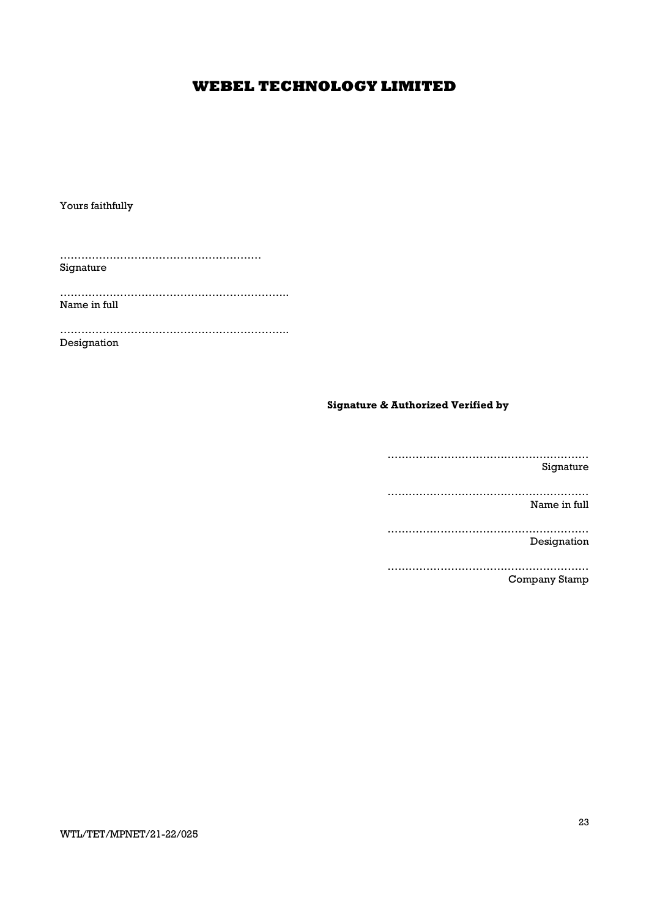# WEBEL TECHNOLOGY LIMITED

Yours faithfully

…………………………………………………
Signature

………………………………………………………..
Name in full

………………………………………………………..
Designation

**Signature & Authorized Verified by**

…………………………………………………
Signature

…………………………………………………
Name in full

…………………………………………………
Designation

…………………………………………………
Company Stamp

WTL/TET/MPNET/21-22/025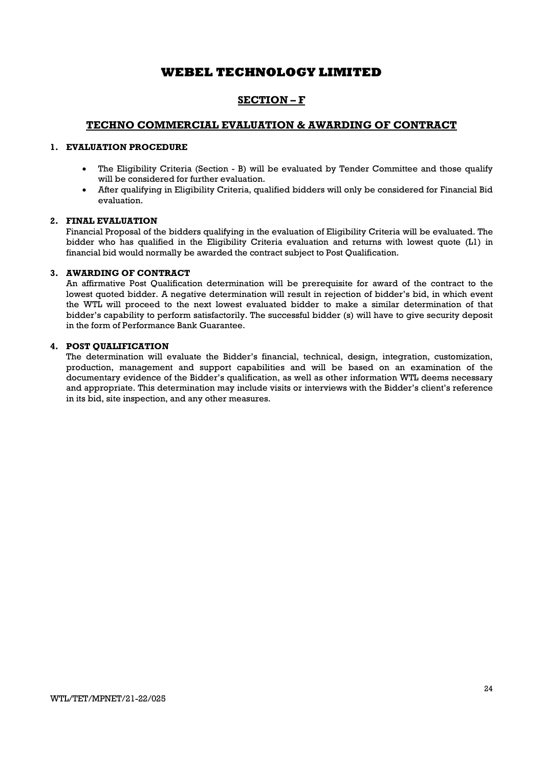# WEBEL TECHNOLOGY LIMITED

## SECTION – F

## TECHNO COMMERCIAL EVALUATION & AWARDING OF CONTRACT

### 1. EVALUATION PROCEDURE

- The Eligibility Criteria (Section - B) will be evaluated by Tender Committee and those qualify will be considered for further evaluation.
- After qualifying in Eligibility Criteria, qualified bidders will only be considered for Financial Bid evaluation.

### 2. FINAL EVALUATION

Financial Proposal of the bidders qualifying in the evaluation of Eligibility Criteria will be evaluated. The bidder who has qualified in the Eligibility Criteria evaluation and returns with lowest quote (L1) in financial bid would normally be awarded the contract subject to Post Qualification.

### 3. AWARDING OF CONTRACT

An affirmative Post Qualification determination will be prerequisite for award of the contract to the lowest quoted bidder. A negative determination will result in rejection of bidder's bid, in which event the WTL will proceed to the next lowest evaluated bidder to make a similar determination of that bidder's capability to perform satisfactorily. The successful bidder (s) will have to give security deposit in the form of Performance Bank Guarantee.

### 4. POST QUALIFICATION

The determination will evaluate the Bidder's financial, technical, design, integration, customization, production, management and support capabilities and will be based on an examination of the documentary evidence of the Bidder's qualification, as well as other information WTL deems necessary and appropriate. This determination may include visits or interviews with the Bidder's client's reference in its bid, site inspection, and any other measures.

WTL/TET/MPNET/21-22/025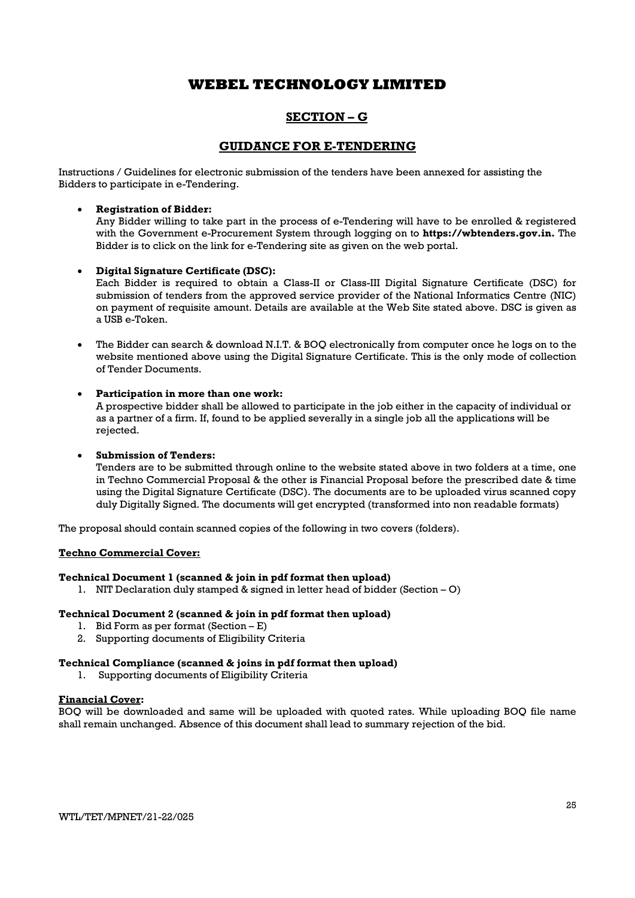# WEBEL TECHNOLOGY LIMITED

## SECTION – G

## GUIDANCE FOR E-TENDERING

Instructions / Guidelines for electronic submission of the tenders have been annexed for assisting the Bidders to participate in e-Tendering.

- **Registration of Bidder:**
  Any Bidder willing to take part in the process of e-Tendering will have to be enrolled & registered with the Government e-Procurement System through logging on to **https://wbtenders.gov.in.** The Bidder is to click on the link for e-Tendering site as given on the web portal.

- **Digital Signature Certificate (DSC):**
  Each Bidder is required to obtain a Class-II or Class-III Digital Signature Certificate (DSC) for submission of tenders from the approved service provider of the National Informatics Centre (NIC) on payment of requisite amount. Details are available at the Web Site stated above. DSC is given as a USB e-Token.

- The Bidder can search & download N.I.T. & BOQ electronically from computer once he logs on to the website mentioned above using the Digital Signature Certificate. This is the only mode of collection of Tender Documents.

- **Participation in more than one work:**
  A prospective bidder shall be allowed to participate in the job either in the capacity of individual or as a partner of a firm. If, found to be applied severally in a single job all the applications will be rejected.

- **Submission of Tenders:**
  Tenders are to be submitted through online to the website stated above in two folders at a time, one in Techno Commercial Proposal & the other is Financial Proposal before the prescribed date & time using the Digital Signature Certificate (DSC). The documents are to be uploaded virus scanned copy duly Digitally Signed. The documents will get encrypted (transformed into non readable formats)

The proposal should contain scanned copies of the following in two covers (folders).

**Techno Commercial Cover:**

**Technical Document 1 (scanned & join in pdf format then upload)**

1. NIT Declaration duly stamped & signed in letter head of bidder (Section – O)

**Technical Document 2 (scanned & join in pdf format then upload)**

1. Bid Form as per format (Section – E)
2. Supporting documents of Eligibility Criteria

**Technical Compliance (scanned & joins in pdf format then upload)**

1. Supporting documents of Eligibility Criteria

**Financial Cover:**

BOQ will be downloaded and same will be uploaded with quoted rates. While uploading BOQ file name shall remain unchanged. Absence of this document shall lead to summary rejection of the bid.

WTL/TET/MPNET/21-22/025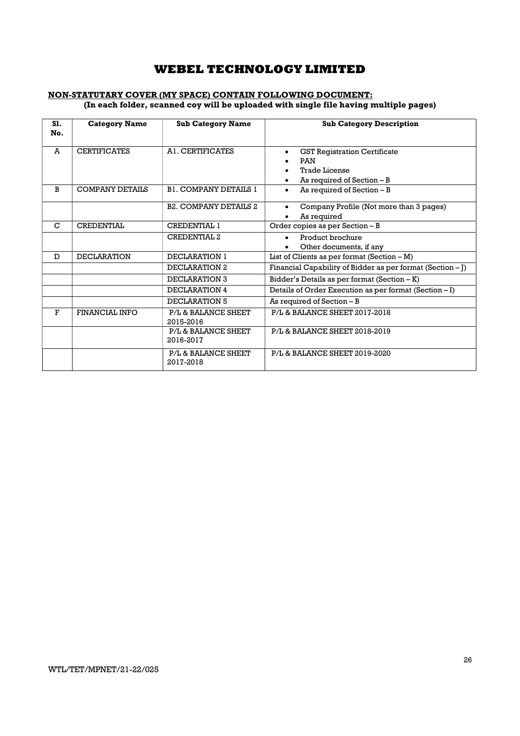# WEBEL TECHNOLOGY LIMITED

**NON-STATUTARY COVER (MY SPACE) CONTAIN FOLLOWING DOCUMENT:**

**(In each folder, scanned coy will be uploaded with single file having multiple pages)**

| Sl. No. | Category Name | Sub Category Name | Sub Category Description |
|---|---|---|---|
| A | CERTIFICATES | A1. CERTIFICATES | • GST Registration Certificate<br>• PAN<br>• Trade License<br>• As required of Section – B |
| B | COMPANY DETAILS | B1. COMPANY DETAILS 1 | • As required of Section – B |
| | | B2. COMPANY DETAILS 2 | • Company Profile (Not more than 3 pages)<br>• As required |
| C | CREDENTIAL | CREDENTIAL 1 | Order copies as per Section – B |
| | | CREDENTIAL 2 | • Product brochure<br>• Other documents, if any |
| D | DECLARATION | DECLARATION 1 | List of Clients as per format (Section – M) |
| | | DECLARATION 2 | Financial Capability of Bidder as per format (Section – J) |
| | | DECLARATION 3 | Bidder's Details as per format (Section – K) |
| | | DECLARATION 4 | Details of Order Execution as per format (Section – I) |
| | | DECLARATION 5 | As required of Section – B |
| F | FINANCIAL INFO | P/L & BALANCE SHEET 2015-2016 | P/L & BALANCE SHEET 2017-2018 |
| | | P/L & BALANCE SHEET 2016-2017 | P/L & BALANCE SHEET 2018-2019 |
| | | P/L & BALANCE SHEET 2017-2018 | P/L & BALANCE SHEET 2019-2020 |

WTL/TET/MPNET/21-22/025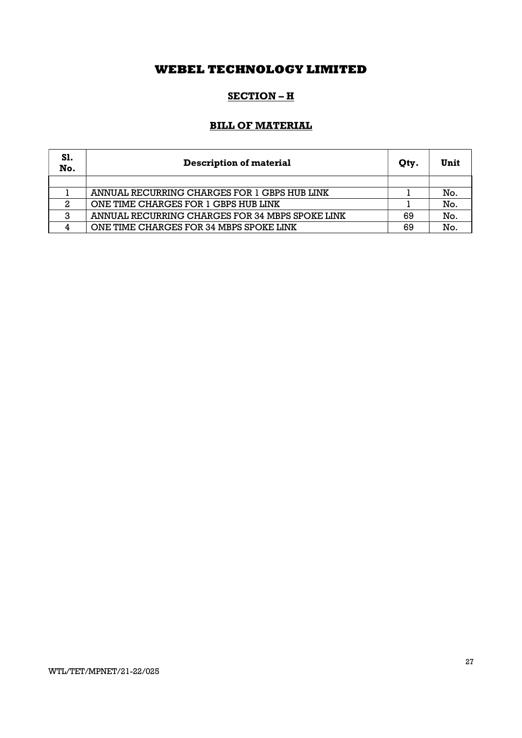# WEBEL TECHNOLOGY LIMITED

## SECTION – H

### BILL OF MATERIAL

| Sl. No. | Description of material | Qty. | Unit |
|---|---|---|---|
| | | | |
| 1 | ANNUAL RECURRING CHARGES FOR 1 GBPS HUB LINK | 1 | No. |
| 2 | ONE TIME CHARGES FOR 1 GBPS HUB LINK | 1 | No. |
| 3 | ANNUAL RECURRING CHARGES FOR 34 MBPS SPOKE LINK | 69 | No. |
| 4 | ONE TIME CHARGES FOR 34 MBPS SPOKE LINK | 69 | No. |

WTL/TET/MPNET/21-22/025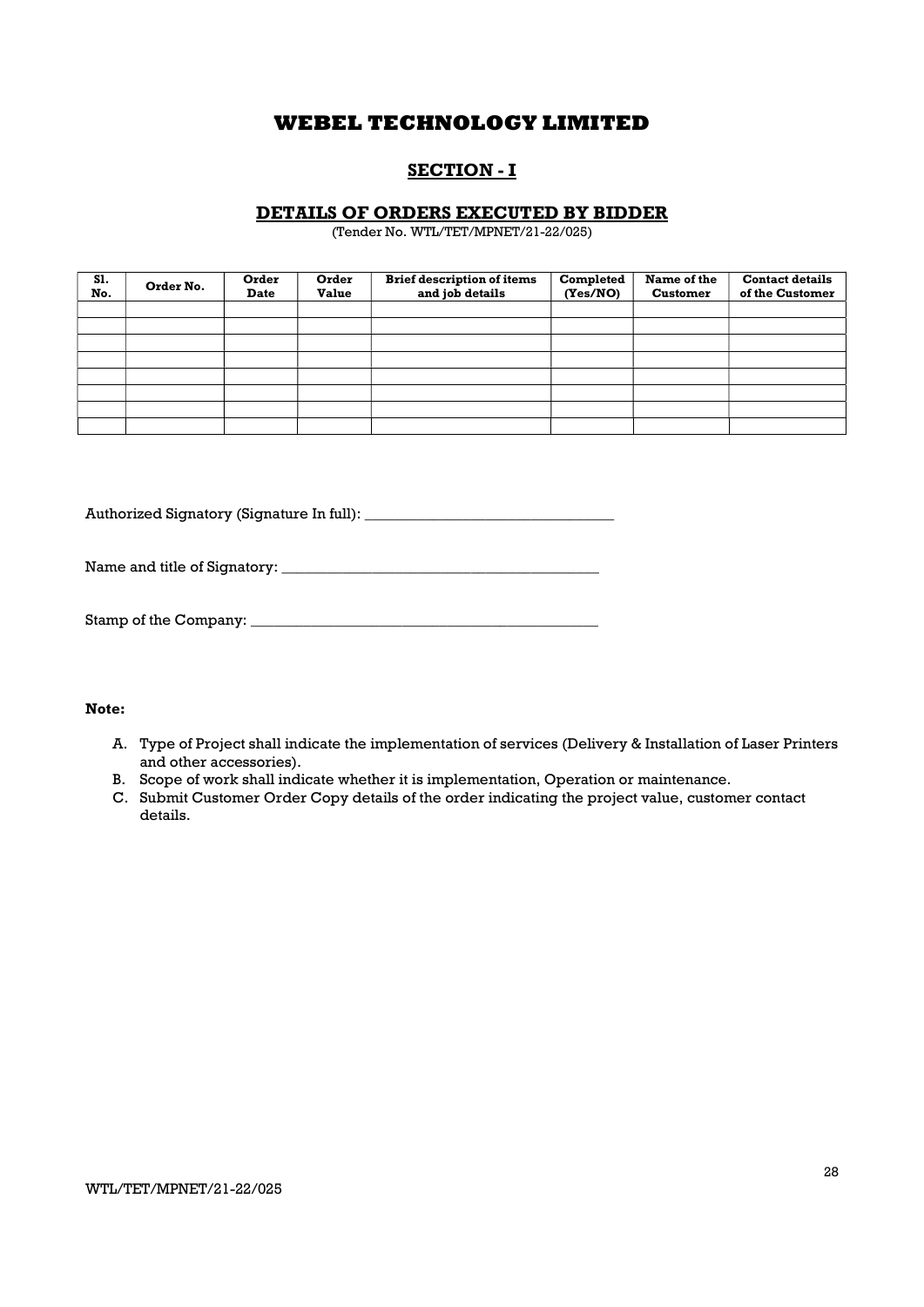# WEBEL TECHNOLOGY LIMITED

## SECTION - I

### DETAILS OF ORDERS EXECUTED BY BIDDER

(Tender No. WTL/TET/MPNET/21-22/025)

| Sl. No. | Order No. | Order Date | Order Value | Brief description of items and job details | Completed (Yes/NO) | Name of the Customer | Contact details of the Customer |
|---|---|---|---|---|---|---|---|
| | | | | | | | |
| | | | | | | | |
| | | | | | | | |
| | | | | | | | |
| | | | | | | | |
| | | | | | | | |
| | | | | | | | |
| | | | | | | | |

Authorized Signatory (Signature In full): _________________________________

Name and title of Signatory: __________________________________________

Stamp of the Company: _______________________________________________

**Note:**

A. Type of Project shall indicate the implementation of services (Delivery & Installation of Laser Printers and other accessories).
B. Scope of work shall indicate whether it is implementation, Operation or maintenance.
C. Submit Customer Order Copy details of the order indicating the project value, customer contact details.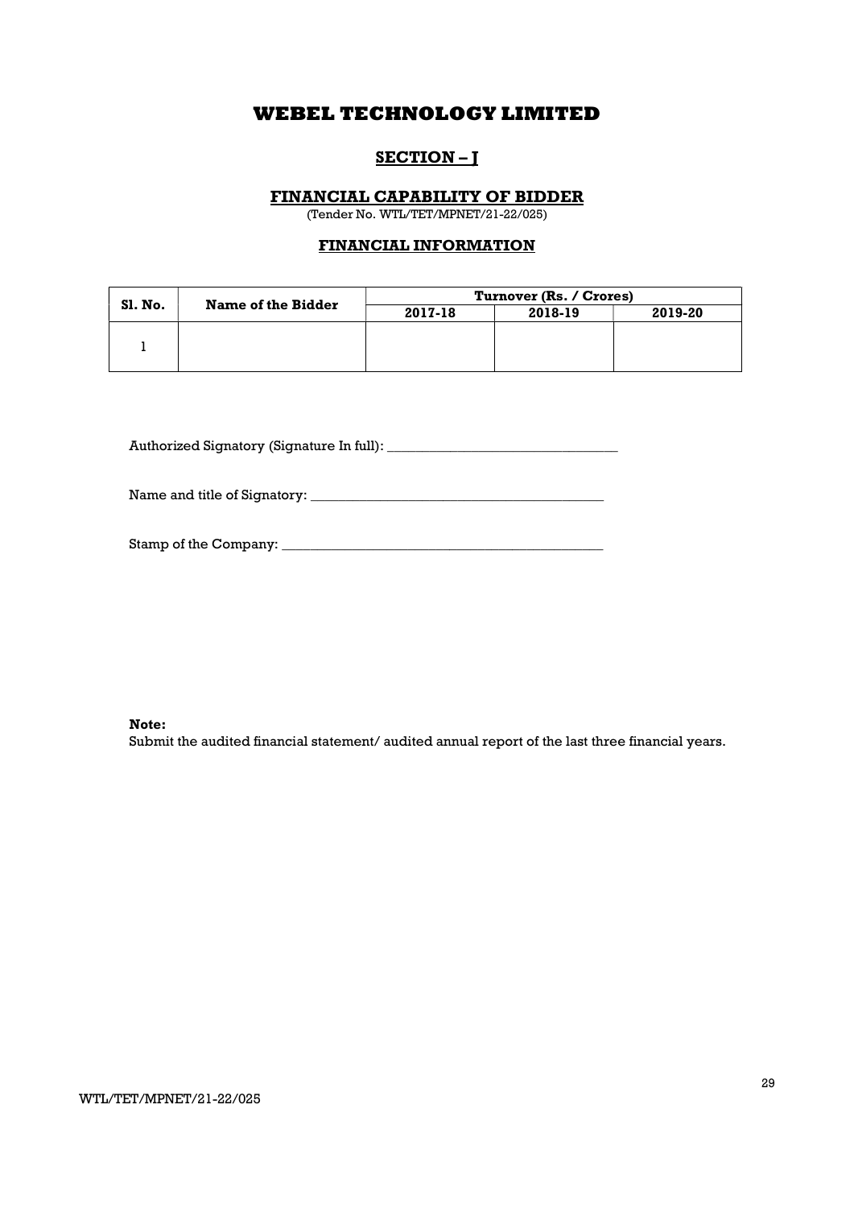# WEBEL TECHNOLOGY LIMITED

## SECTION – J

### FINANCIAL CAPABILITY OF BIDDER

(Tender No. WTL/TET/MPNET/21-22/025)

### FINANCIAL INFORMATION

| Sl. No. | Name of the Bidder | Turnover (Rs. / Crores) | | |
|---|---|---|---|---|
| | | 2017-18 | 2018-19 | 2019-20 |
| 1 | | | | |

Authorized Signatory (Signature In full): _________________________________

Name and title of Signatory: __________________________________________

Stamp of the Company: _______________________________________________

**Note:**
Submit the audited financial statement/ audited annual report of the last three financial years.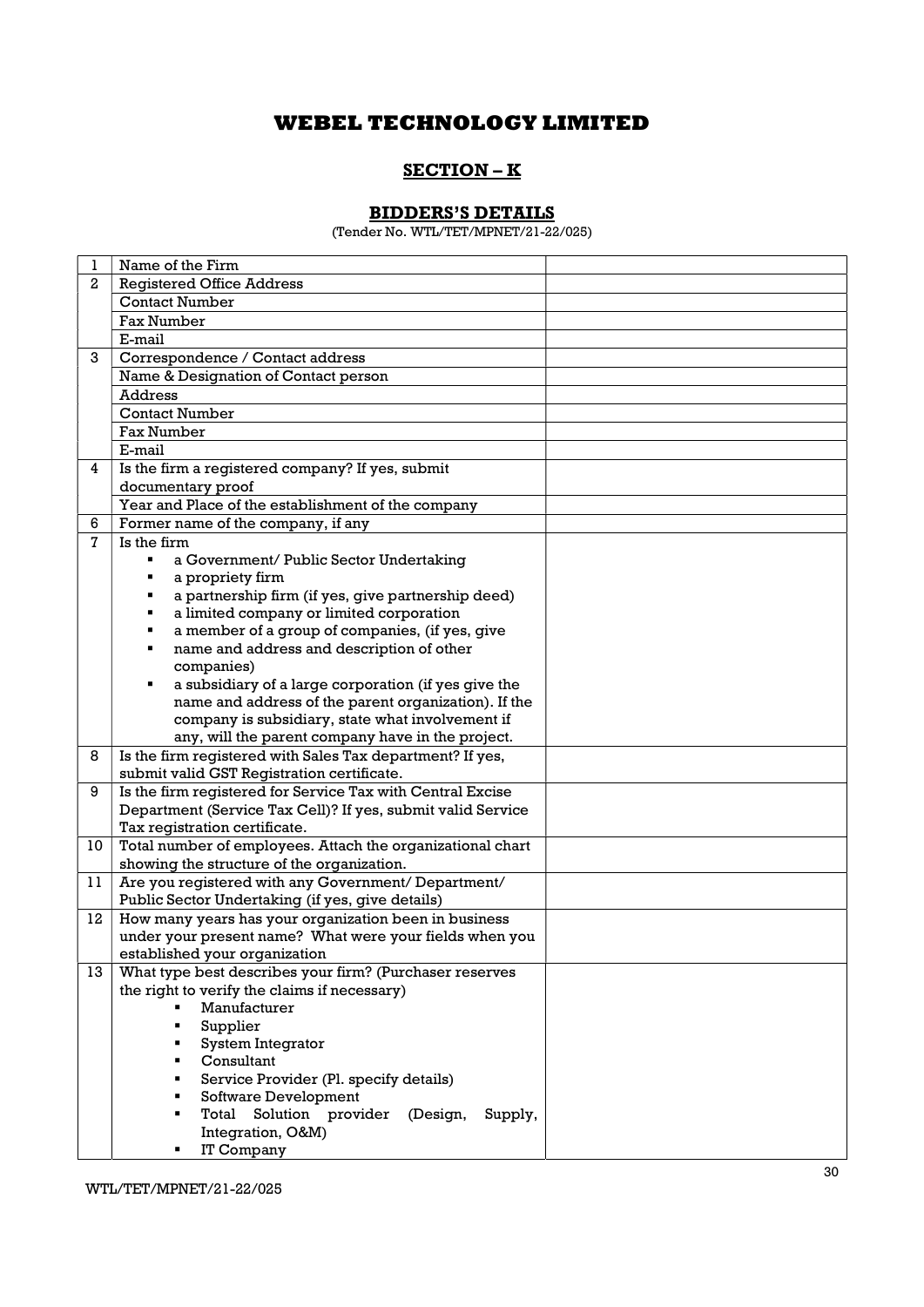# WEBEL TECHNOLOGY LIMITED

## SECTION – K

### BIDDERS'S DETAILS

(Tender No. WTL/TET/MPNET/21-22/025)

| | | |
|---|---|---|
| 1 | Name of the Firm | |
| 2 | Registered Office Address | |
| | Contact Number | |
| | Fax Number | |
| | E-mail | |
| 3 | Correspondence / Contact address | |
| | Name & Designation of Contact person | |
| | Address | |
| | Contact Number | |
| | Fax Number | |
| | E-mail | |
| 4 | Is the firm a registered company? If yes, submit documentary proof | |
| | Year and Place of the establishment of the company | |
| 6 | Former name of the company, if any | |
| 7 | Is the firm<br>▪ a Government/ Public Sector Undertaking<br>▪ a propriety firm<br>▪ a partnership firm (if yes, give partnership deed)<br>▪ a limited company or limited corporation<br>▪ a member of a group of companies, (if yes, give<br>▪ name and address and description of other companies)<br>▪ a subsidiary of a large corporation (if yes give the name and address of the parent organization). If the company is subsidiary, state what involvement if any, will the parent company have in the project. | |
| 8 | Is the firm registered with Sales Tax department? If yes, submit valid GST Registration certificate. | |
| 9 | Is the firm registered for Service Tax with Central Excise Department (Service Tax Cell)? If yes, submit valid Service Tax registration certificate. | |
| 10 | Total number of employees. Attach the organizational chart showing the structure of the organization. | |
| 11 | Are you registered with any Government/ Department/ Public Sector Undertaking (if yes, give details) | |
| 12 | How many years has your organization been in business under your present name? What were your fields when you established your organization | |
| 13 | What type best describes your firm? (Purchaser reserves the right to verify the claims if necessary)<br>▪ Manufacturer<br>▪ Supplier<br>▪ System Integrator<br>▪ Consultant<br>▪ Service Provider (Pl. specify details)<br>▪ Software Development<br>▪ Total Solution provider (Design, Supply, Integration, O&M)<br>▪ IT Company | |

WTL/TET/MPNET/21-22/025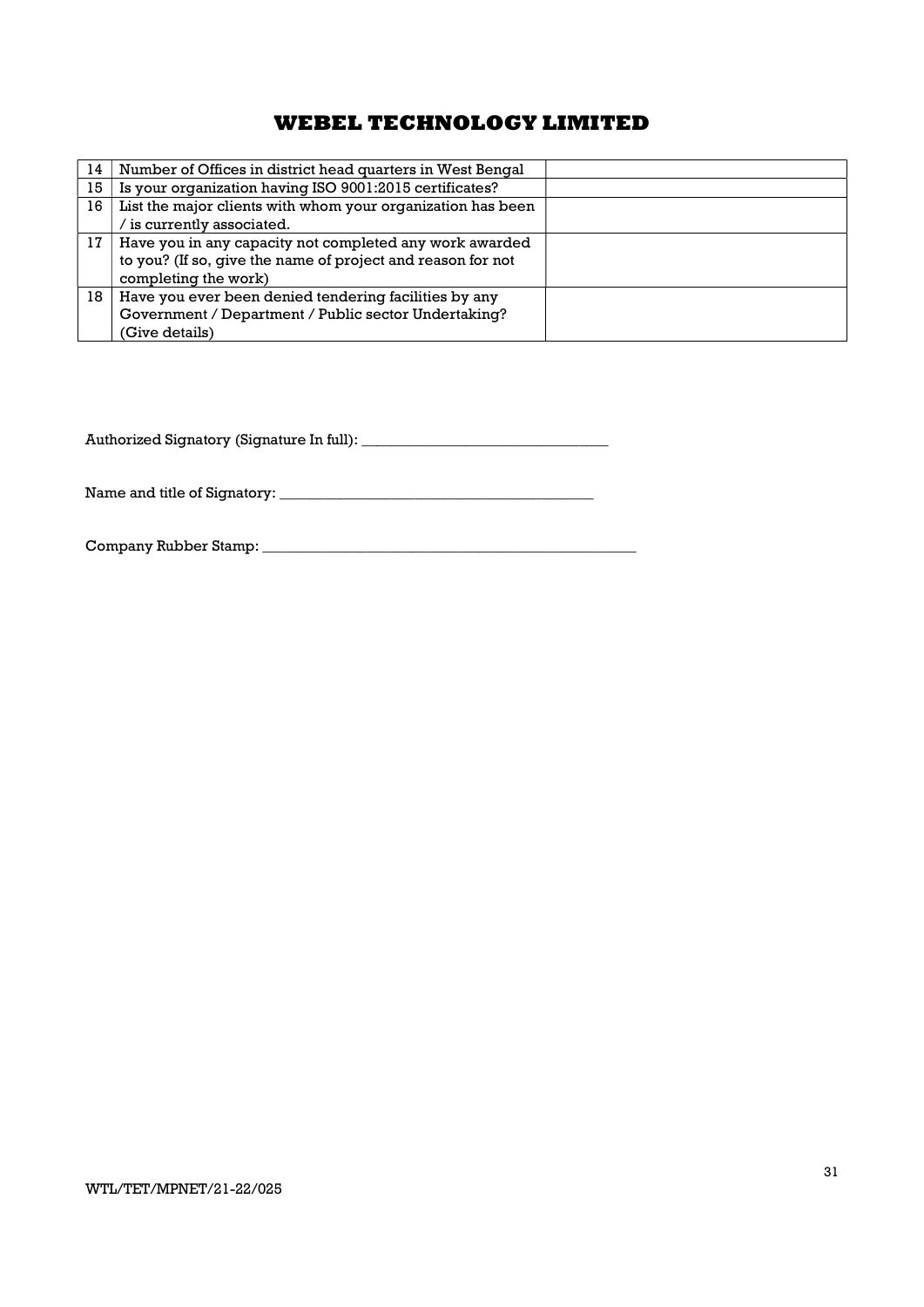# WEBEL TECHNOLOGY LIMITED

| | | |
|---|---|---|
| 14 | Number of Offices in district head quarters in West Bengal | |
| 15 | Is your organization having ISO 9001:2015 certificates? | |
| 16 | List the major clients with whom your organization has been / is currently associated. | |
| 17 | Have you in any capacity not completed any work awarded to you? (If so, give the name of project and reason for not completing the work) | |
| 18 | Have you ever been denied tendering facilities by any Government / Department / Public sector Undertaking? (Give details) | |

Authorized Signatory (Signature In full): _________________________________

Name and title of Signatory: __________________________________________

Company Rubber Stamp: _____________________________________________________

WTL/TET/MPNET/21-22/025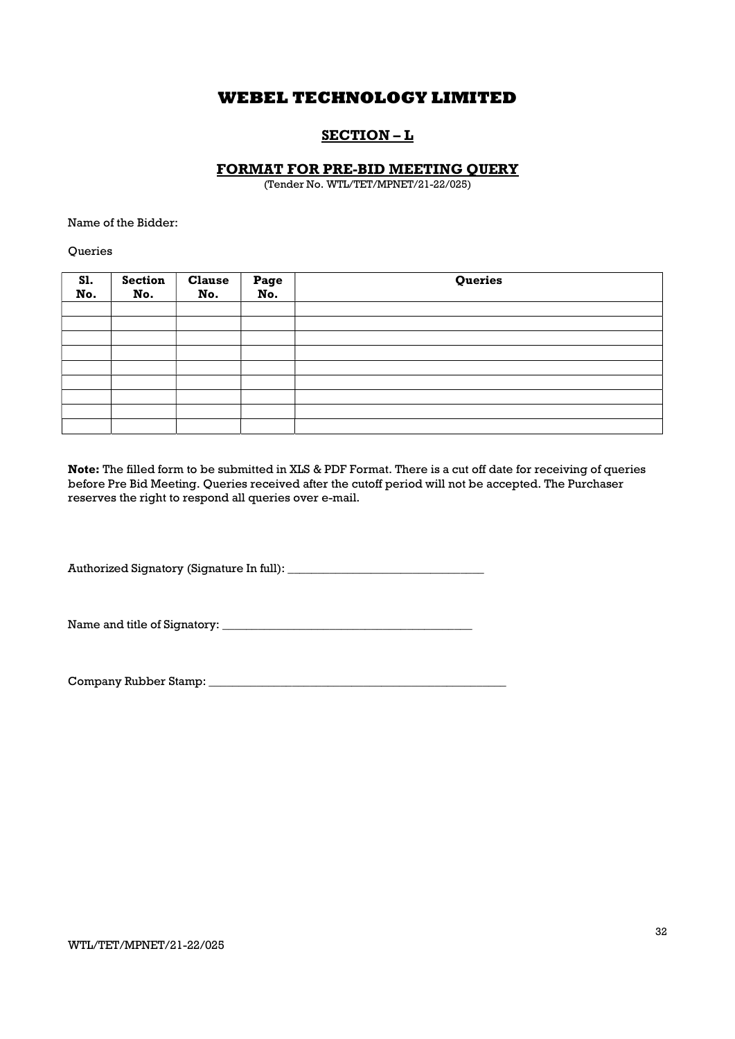# WEBEL TECHNOLOGY LIMITED

## SECTION – L

### FORMAT FOR PRE-BID MEETING QUERY

(Tender No. WTL/TET/MPNET/21-22/025)

Name of the Bidder:

Queries

| Sl. No. | Section No. | Clause No. | Page No. | Queries |
|---|---|---|---|---|
| | | | | |
| | | | | |
| | | | | |
| | | | | |
| | | | | |
| | | | | |
| | | | | |
| | | | | |
| | | | | |

**Note:** The filled form to be submitted in XLS & PDF Format. There is a cut off date for receiving of queries before Pre Bid Meeting. Queries received after the cutoff period will not be accepted. The Purchaser reserves the right to respond all queries over e-mail.

Authorized Signatory (Signature In full): _________________________________

Name and title of Signatory: _________________________________________

Company Rubber Stamp: __________________________________________________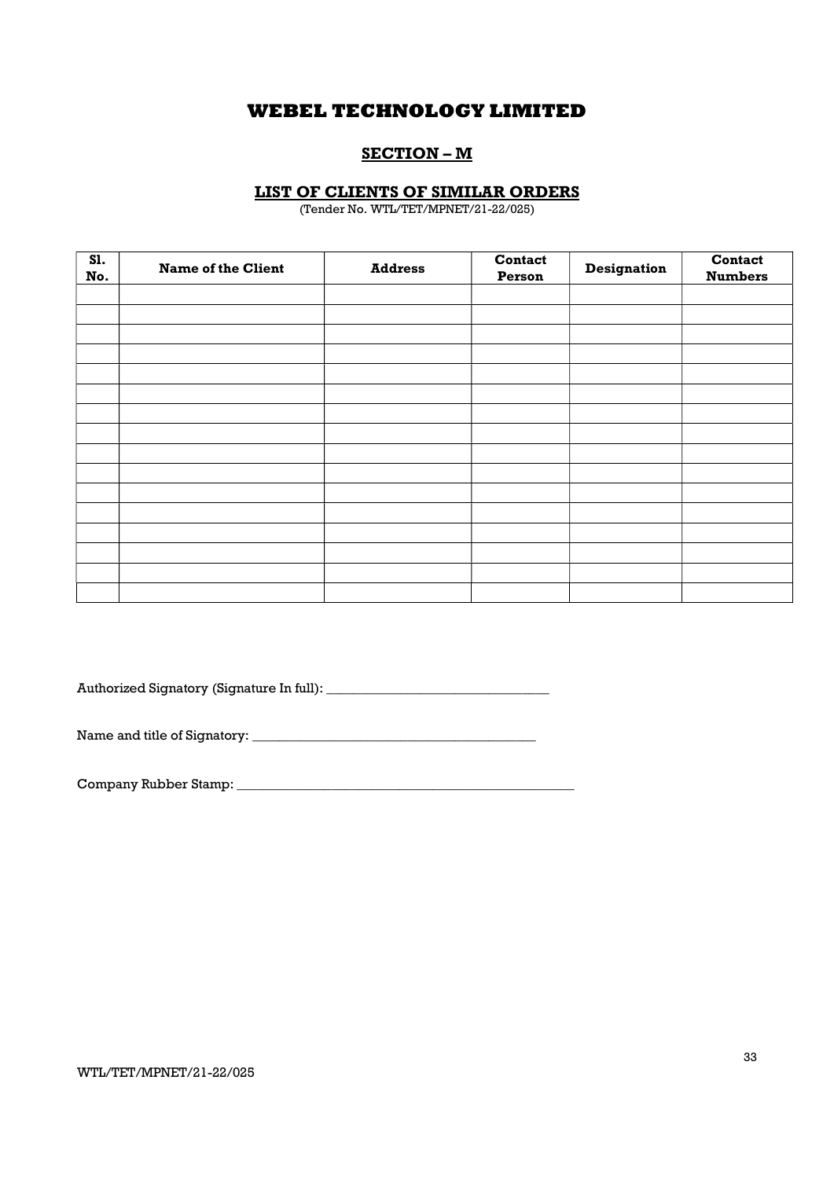# WEBEL TECHNOLOGY LIMITED

## SECTION – M

### LIST OF CLIENTS OF SIMILAR ORDERS

(Tender No. WTL/TET/MPNET/21-22/025)

| Sl. No. | Name of the Client | Address | Contact Person | Designation | Contact Numbers |
|---|---|---|---|---|---|
| | | | | | |
| | | | | | |
| | | | | | |
| | | | | | |
| | | | | | |
| | | | | | |
| | | | | | |
| | | | | | |
| | | | | | |
| | | | | | |
| | | | | | |
| | | | | | |
| | | | | | |
| | | | | | |
| | | | | | |
| | | | | | |

Authorized Signatory (Signature In full): _________________________________

Name and title of Signatory: __________________________________________

Company Rubber Stamp: ____________________________________________________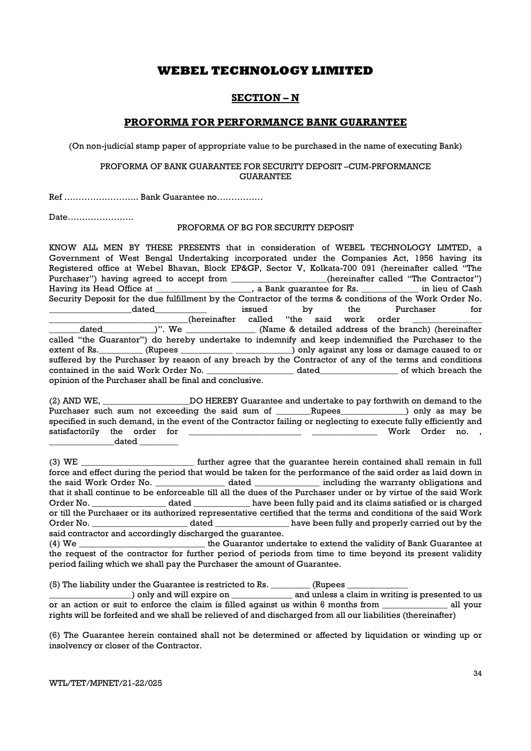# WEBEL TECHNOLOGY LIMITED

## SECTION – N

## PROFORMA FOR PERFORMANCE BANK GUARANTEE

(On non-judicial stamp paper of appropriate value to be purchased in the name of executing Bank)

PROFORMA OF BANK GUARANTEE FOR SECURITY DEPOSIT –CUM-PRFORMANCE GUARANTEE

Ref …………………….. Bank Guarantee no…………….

Date…………………..

PROFORMA OF BG FOR SECURITY DEPOSIT

KNOW ALL MEN BY THESE PRESENTS that in consideration of WEBEL TECHNOLOGY LIMTED, a Government of West Bengal Undertaking incorporated under the Companies Act, 1956 having its Registered office at Webel Bhavan, Block EP&GP, Sector V, Kolkata-700 091 (hereinafter called "The Purchaser") having agreed to accept from ____________________(hereinafter called "The Contractor") Having its Head Office at ____________________, a Bank guarantee for Rs. ____________ in lieu of Cash Security Deposit for the due fulfillment by the Contractor of the terms & conditions of the Work Order No. __________________dated___________ issued by the Purchaser for ______________________________(hereinafter called "the said work order _______________ _______dated___________)". We _______________ (Name & detailed address of the branch) (hereinafter called "the Guarantor") do hereby undertake to indemnify and keep indemnified the Purchaser to the extent of Rs._________ (Rupees ___________ ____________) only against any loss or damage caused to or suffered by the Purchaser by reason of any breach by the Contractor of any of the terms and conditions contained in the said Work Order No. __________________ dated_________________ of which breach the opinion of the Purchaser shall be final and conclusive.

(2) AND WE, ___________________DO HEREBY Guarantee and undertake to pay forthwith on demand to the Purchaser such sum not exceeding the said sum of ________Rupees______________) only as may be specified in such demand, in the event of the Contractor failing or neglecting to execute fully efficiently and satisfactorily the order for _________________________ ______________ Work Order no. , ______________dated ________

(3) WE ________________________ further agree that the guarantee herein contained shall remain in full force and effect during the period that would be taken for the performance of the said order as laid down in the said Work Order No. _______________ dated ______________ including the warranty obligations and that it shall continue to be enforceable till all the dues of the Purchaser under or by virtue of the said Work Order No. ________________ dated ____________ have been fully paid and its claims satisfied or is charged or till the Purchaser or its authorized representative certified that the terms and conditions of the said Work Order No. _____________________ dated ________________ have been fully and properly carried out by the said contractor and accordingly discharged the guarantee.

(4) We ____________________________ the Guarantor undertake to extend the validity of Bank Guarantee at the request of the contractor for further period of periods from time to time beyond its present validity period failing which we shall pay the Purchaser the amount of Guarantee.

(5) The liability under the Guarantee is restricted to Rs. ________ (Rupees _____________ __________________) only and will expire on _____________ and unless a claim in writing is presented to us or an action or suit to enforce the claim is filled against us within 6 months from ______________ all your rights will be forfeited and we shall be relieved of and discharged from all our liabilities (thereinafter)

(6) The Guarantee herein contained shall not be determined or affected by liquidation or winding up or insolvency or closer of the Contractor.

WTL/TET/MPNET/21-22/025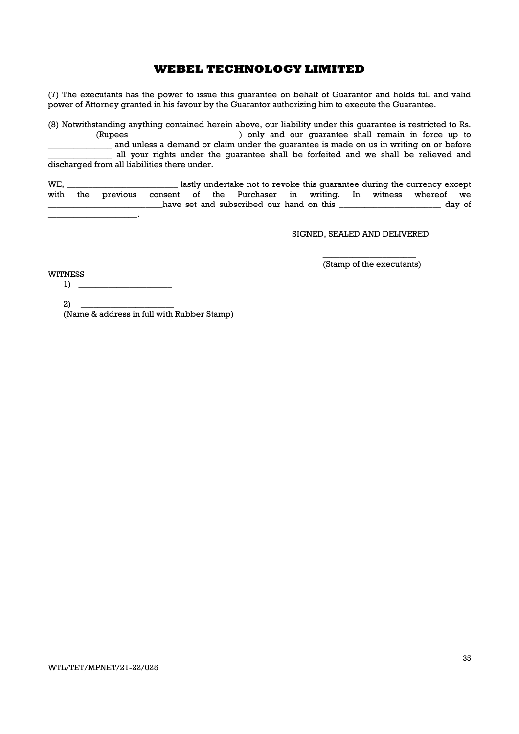(7) The executants has the power to issue this guarantee on behalf of Guarantor and holds full and valid power of Attorney granted in his favour by the Guarantor authorizing him to execute the Guarantee.

(8) Notwithstanding anything contained herein above, our liability under this guarantee is restricted to Rs. __________ (Rupees ________________________) only and our guarantee shall remain in force up to ______________ and unless a demand or claim under the guarantee is made on us in writing on or before ______________ all your rights under the guarantee shall be forfeited and we shall be relieved and discharged from all liabilities there under.

WE, _________________________ lastly undertake not to revoke this guarantee during the currency except with the previous consent of the Purchaser in writing. In witness whereof we __________________________have set and subscribed our hand on this _______________________ day of ____________________.

SIGNED, SEALED AND DELIVERED

_____________________
(Stamp of the executants)

WITNESS

1) ______________________

2) ______________________
(Name & address in full with Rubber Stamp)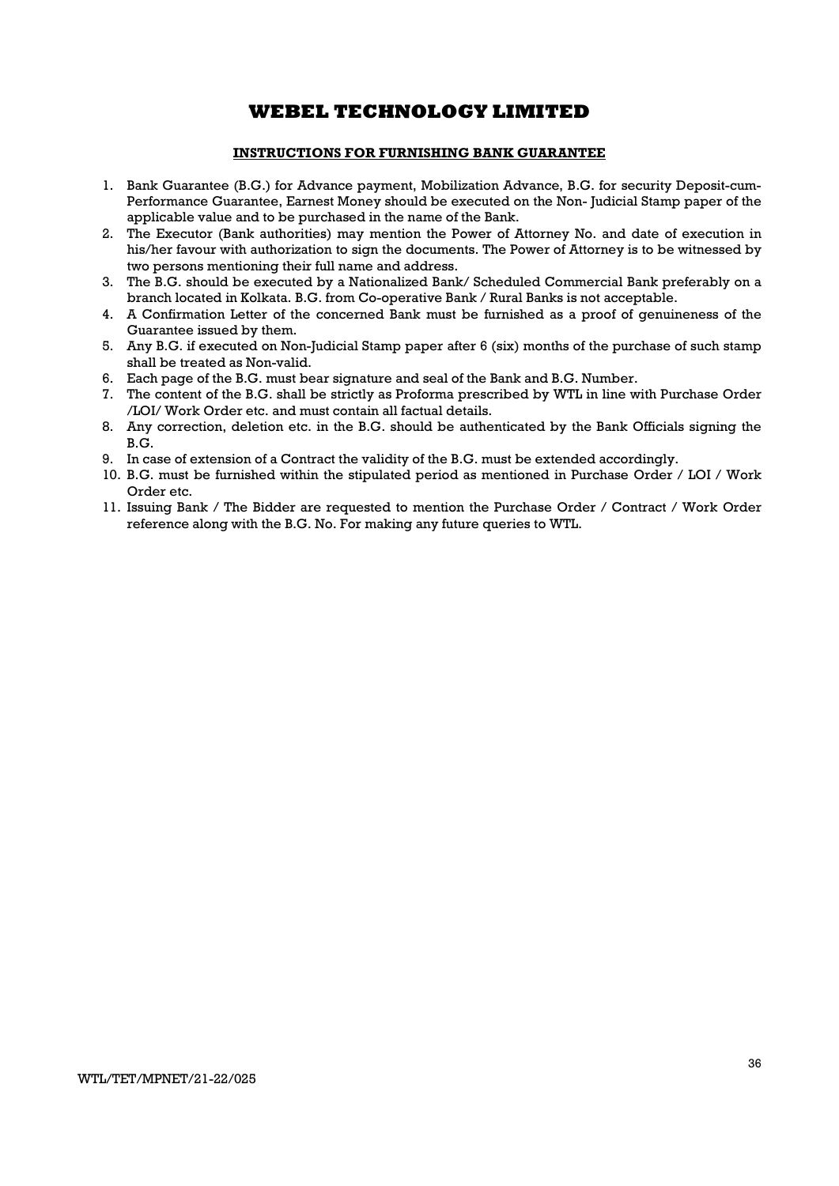# WEBEL TECHNOLOGY LIMITED

## INSTRUCTIONS FOR FURNISHING BANK GUARANTEE

1. Bank Guarantee (B.G.) for Advance payment, Mobilization Advance, B.G. for security Deposit-cum-Performance Guarantee, Earnest Money should be executed on the Non- Judicial Stamp paper of the applicable value and to be purchased in the name of the Bank.
2. The Executor (Bank authorities) may mention the Power of Attorney No. and date of execution in his/her favour with authorization to sign the documents. The Power of Attorney is to be witnessed by two persons mentioning their full name and address.
3. The B.G. should be executed by a Nationalized Bank/ Scheduled Commercial Bank preferably on a branch located in Kolkata. B.G. from Co-operative Bank / Rural Banks is not acceptable.
4. A Confirmation Letter of the concerned Bank must be furnished as a proof of genuineness of the Guarantee issued by them.
5. Any B.G. if executed on Non-Judicial Stamp paper after 6 (six) months of the purchase of such stamp shall be treated as Non-valid.
6. Each page of the B.G. must bear signature and seal of the Bank and B.G. Number.
7. The content of the B.G. shall be strictly as Proforma prescribed by WTL in line with Purchase Order /LOI/ Work Order etc. and must contain all factual details.
8. Any correction, deletion etc. in the B.G. should be authenticated by the Bank Officials signing the B.G.
9. In case of extension of a Contract the validity of the B.G. must be extended accordingly.
10. B.G. must be furnished within the stipulated period as mentioned in Purchase Order / LOI / Work Order etc.
11. Issuing Bank / The Bidder are requested to mention the Purchase Order / Contract / Work Order reference along with the B.G. No. For making any future queries to WTL.

WTL/TET/MPNET/21-22/025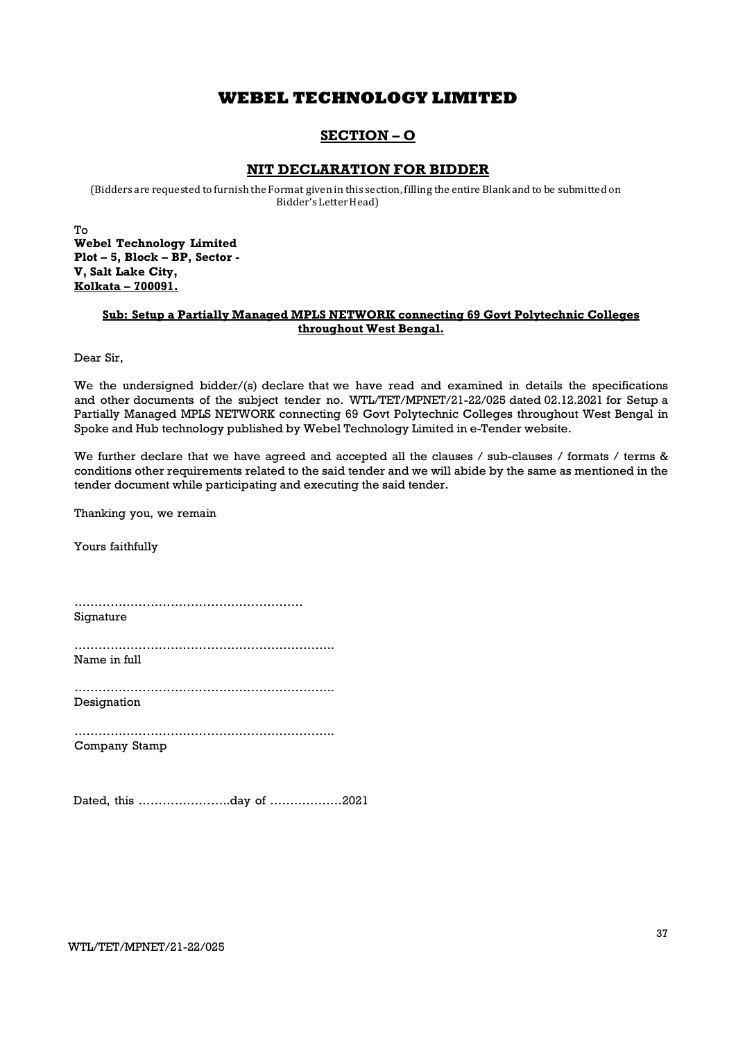# WEBEL TECHNOLOGY LIMITED

## SECTION – O

## NIT DECLARATION FOR BIDDER

(Bidders are requested to furnish the Format given in this section, filling the entire Blank and to be submitted on Bidder's Letter Head)

To
**Webel Technology Limited**
**Plot – 5, Block – BP, Sector - V, Salt Lake City,**
**Kolkata – 700091.**

**Sub: Setup a Partially Managed MPLS NETWORK connecting 69 Govt Polytechnic Colleges throughout West Bengal.**

Dear Sir,

We the undersigned bidder/(s) declare that we have read and examined in details the specifications and other documents of the subject tender no. WTL/TET/MPNET/21-22/025 dated 02.12.2021 for Setup a Partially Managed MPLS NETWORK connecting 69 Govt Polytechnic Colleges throughout West Bengal in Spoke and Hub technology published by Webel Technology Limited in e-Tender website.

We further declare that we have agreed and accepted all the clauses / sub-clauses / formats / terms & conditions other requirements related to the said tender and we will abide by the same as mentioned in the tender document while participating and executing the said tender.

Thanking you, we remain

Yours faithfully

…………………………………………………
Signature

………………………………………………………..
Name in full

………………………………………………………..
Designation

………………………………………………………..
Company Stamp

Dated, this …………………..day of ………………2021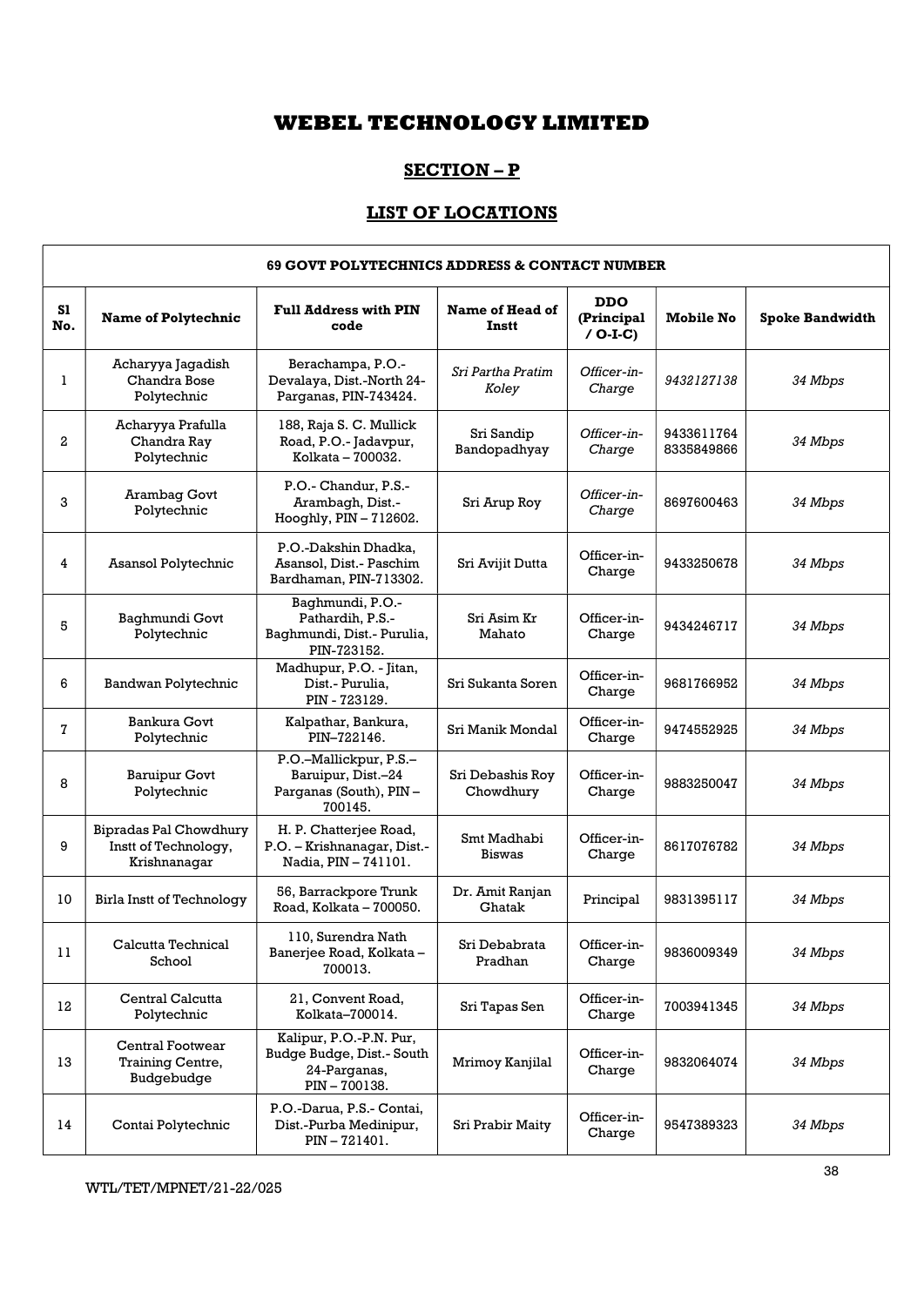# WEBEL TECHNOLOGY LIMITED

## SECTION – P

## LIST OF LOCATIONS

| 69 GOVT POLYTECHNICS ADDRESS & CONTACT NUMBER | | | | | | |
|---|---|---|---|---|---|---|
| **Sl No.** | **Name of Polytechnic** | **Full Address with PIN code** | **Name of Head of Instt** | **DDO (Principal / O-I-C)** | **Mobile No** | **Spoke Bandwidth** |
| 1 | Acharyya Jagadish Chandra Bose Polytechnic | Berachampa, P.O.- Devalaya, Dist.-North 24-Parganas, PIN-743424. | *Sri Partha Pratim Koley* | *Officer-in-Charge* | *9432127138* | *34 Mbps* |
| 2 | Acharyya Prafulla Chandra Ray Polytechnic | 188, Raja S. C. Mullick Road, P.O.- Jadavpur, Kolkata – 700032. | Sri Sandip Bandopadhyay | *Officer-in-Charge* | 9433611764 8335849866 | *34 Mbps* |
| 3 | Arambag Govt Polytechnic | P.O.- Chandur, P.S.- Arambagh, Dist.- Hooghly, PIN – 712602. | Sri Arup Roy | *Officer-in-Charge* | 8697600463 | *34 Mbps* |
| 4 | Asansol Polytechnic | P.O.-Dakshin Dhadka, Asansol, Dist.- Paschim Bardhaman, PIN-713302. | Sri Avijit Dutta | Officer-in-Charge | 9433250678 | *34 Mbps* |
| 5 | Baghmundi Govt Polytechnic | Baghmundi, P.O.- Pathardih, P.S.- Baghmundi, Dist.- Purulia, PIN-723152. | Sri Asim Kr Mahato | Officer-in-Charge | 9434246717 | *34 Mbps* |
| 6 | Bandwan Polytechnic | Madhupur, P.O. - Jitan, Dist.- Purulia, PIN - 723129. | Sri Sukanta Soren | Officer-in-Charge | 9681766952 | *34 Mbps* |
| 7 | Bankura Govt Polytechnic | Kalpathar, Bankura, PIN–722146. | Sri Manik Mondal | Officer-in-Charge | 9474552925 | *34 Mbps* |
| 8 | Baruipur Govt Polytechnic | P.O.–Mallickpur, P.S.– Baruipur, Dist.–24 Parganas (South), PIN – 700145. | Sri Debashis Roy Chowdhury | Officer-in-Charge | 9883250047 | *34 Mbps* |
| 9 | Bipradas Pal Chowdhury Instt of Technology, Krishnanagar | H. P. Chatterjee Road, P.O. – Krishnanagar, Dist.- Nadia, PIN – 741101. | Smt Madhabi Biswas | Officer-in-Charge | 8617076782 | *34 Mbps* |
| 10 | Birla Instt of Technology | 56, Barrackpore Trunk Road, Kolkata – 700050. | Dr. Amit Ranjan Ghatak | Principal | 9831395117 | *34 Mbps* |
| 11 | Calcutta Technical School | 110, Surendra Nath Banerjee Road, Kolkata – 700013. | Sri Debabrata Pradhan | Officer-in-Charge | 9836009349 | *34 Mbps* |
| 12 | Central Calcutta Polytechnic | 21, Convent Road, Kolkata–700014. | Sri Tapas Sen | Officer-in-Charge | 7003941345 | *34 Mbps* |
| 13 | Central Footwear Training Centre, Budgebudge | Kalipur, P.O.-P.N. Pur, Budge Budge, Dist.- South 24-Parganas, PIN – 700138. | Mrimoy Kanjilal | Officer-in-Charge | 9832064074 | *34 Mbps* |
| 14 | Contai Polytechnic | P.O.-Darua, P.S.- Contai, Dist.-Purba Medinipur, PIN – 721401. | Sri Prabir Maity | Officer-in-Charge | 9547389323 | *34 Mbps* |

WTL/TET/MPNET/21-22/025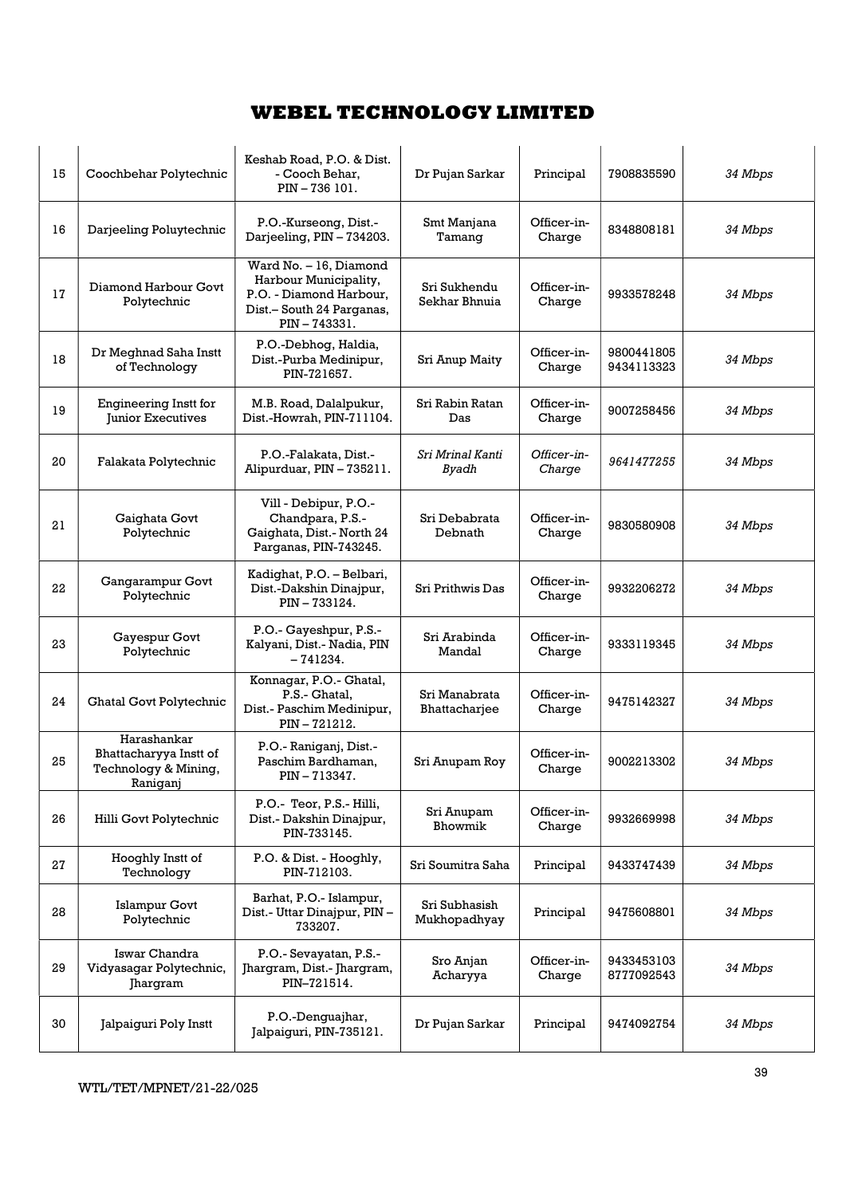# WEBEL TECHNOLOGY LIMITED

| 15 | Coochbehar Polytechnic | Keshab Road, P.O. & Dist. - Cooch Behar, PIN – 736 101. | Dr Pujan Sarkar | Principal | 7908835590 | *34 Mbps* |
|---|---|---|---|---|---|---|
| 16 | Darjeeling Poluytechnic | P.O.-Kurseong, Dist.- Darjeeling, PIN – 734203. | Smt Manjana Tamang | Officer-in-Charge | 8348808181 | *34 Mbps* |
| 17 | Diamond Harbour Govt Polytechnic | Ward No. – 16, Diamond Harbour Municipality, P.O. - Diamond Harbour, Dist.– South 24 Parganas, PIN – 743331. | Sri Sukhendu Sekhar Bhnuia | Officer-in-Charge | 9933578248 | *34 Mbps* |
| 18 | Dr Meghnad Saha Instt of Technology | P.O.-Debhog, Haldia, Dist.-Purba Medinipur, PIN-721657. | Sri Anup Maity | Officer-in-Charge | 9800441805 9434113323 | *34 Mbps* |
| 19 | Engineering Instt for Junior Executives | M.B. Road, Dalalpukur, Dist.-Howrah, PIN-711104. | Sri Rabin Ratan Das | Officer-in-Charge | 9007258456 | *34 Mbps* |
| 20 | Falakata Polytechnic | P.O.-Falakata, Dist.- Alipurduar, PIN – 735211. | *Sri Mrinal Kanti Byadh* | *Officer-in-Charge* | *9641477255* | *34 Mbps* |
| 21 | Gaighata Govt Polytechnic | Vill - Debipur, P.O.- Chandpara, P.S.- Gaighata, Dist.- North 24 Parganas, PIN-743245. | Sri Debabrata Debnath | Officer-in-Charge | 9830580908 | *34 Mbps* |
| 22 | Gangarampur Govt Polytechnic | Kadighat, P.O. – Belbari, Dist.-Dakshin Dinajpur, PIN – 733124. | Sri Prithwis Das | Officer-in-Charge | 9932206272 | *34 Mbps* |
| 23 | Gayespur Govt Polytechnic | P.O.- Gayeshpur, P.S.- Kalyani, Dist.- Nadia, PIN – 741234. | Sri Arabinda Mandal | Officer-in-Charge | 9333119345 | *34 Mbps* |
| 24 | Ghatal Govt Polytechnic | Konnagar, P.O.- Ghatal, P.S.- Ghatal, Dist.- Paschim Medinipur, PIN – 721212. | Sri Manabrata Bhattacharjee | Officer-in-Charge | 9475142327 | *34 Mbps* |
| 25 | Harashankar Bhattacharyya Instt of Technology & Mining, Raniganj | P.O.- Raniganj, Dist.- Paschim Bardhaman, PIN – 713347. | Sri Anupam Roy | Officer-in-Charge | 9002213302 | *34 Mbps* |
| 26 | Hilli Govt Polytechnic | P.O.- Teor, P.S.- Hilli, Dist.- Dakshin Dinajpur, PIN-733145. | Sri Anupam Bhowmik | Officer-in-Charge | 9932669998 | *34 Mbps* |
| 27 | Hooghly Instt of Technology | P.O. & Dist. - Hooghly, PIN-712103. | Sri Soumitra Saha | Principal | 9433747439 | *34 Mbps* |
| 28 | Islampur Govt Polytechnic | Barhat, P.O.- Islampur, Dist.- Uttar Dinajpur, PIN – 733207. | Sri Subhasish Mukhopadhyay | Principal | 9475608801 | *34 Mbps* |
| 29 | Iswar Chandra Vidyasagar Polytechnic, Jhargram | P.O.- Sevayatan, P.S.- Jhargram, Dist.- Jhargram, PIN–721514. | Sro Anjan Acharyya | Officer-in-Charge | 9433453103 8777092543 | *34 Mbps* |
| 30 | Jalpaiguri Poly Instt | P.O.-Denguajhar, Jalpaiguri, PIN-735121. | Dr Pujan Sarkar | Principal | 9474092754 | *34 Mbps* |

WTL/TET/MPNET/21-22/025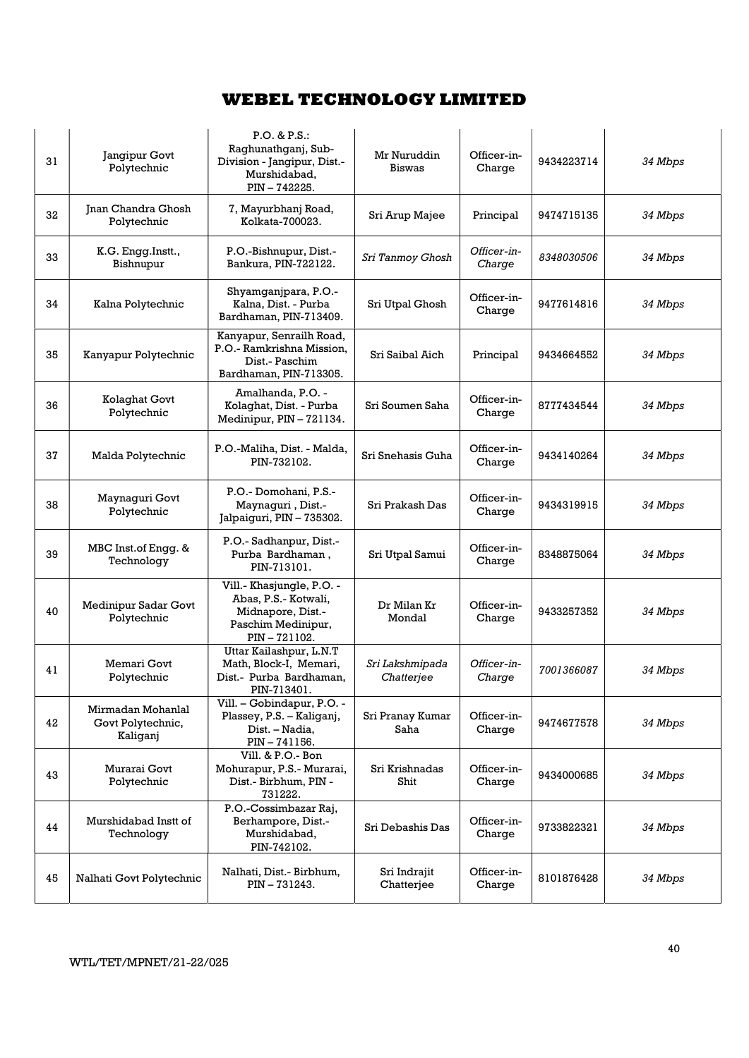| 31 | Jangipur Govt Polytechnic | P.O. & P.S.: Raghunathganj, Sub-Division - Jangipur, Dist.- Murshidabad, PIN – 742225. | Mr Nuruddin Biswas | Officer-in-Charge | 9434223714 | *34 Mbps* |
|---|---|---|---|---|---|---|
| 32 | Jnan Chandra Ghosh Polytechnic | 7, Mayurbhanj Road, Kolkata-700023. | Sri Arup Majee | Principal | 9474715135 | *34 Mbps* |
| 33 | K.G. Engg.Instt., Bishnupur | P.O.-Bishnupur, Dist.- Bankura, PIN-722122. | *Sri Tanmoy Ghosh* | *Officer-in-Charge* | *8348030506* | *34 Mbps* |
| 34 | Kalna Polytechnic | Shyamganjpara, P.O.- Kalna, Dist. - Purba Bardhaman, PIN-713409. | Sri Utpal Ghosh | Officer-in-Charge | 9477614816 | *34 Mbps* |
| 35 | Kanyapur Polytechnic | Kanyapur, Senrailh Road, P.O.- Ramkrishna Mission, Dist.- Paschim Bardhaman, PIN-713305. | Sri Saibal Aich | Principal | 9434664552 | *34 Mbps* |
| 36 | Kolaghat Govt Polytechnic | Amalhanda, P.O. - Kolaghat, Dist. - Purba Medinipur, PIN – 721134. | Sri Soumen Saha | Officer-in-Charge | 8777434544 | *34 Mbps* |
| 37 | Malda Polytechnic | P.O.-Maliha, Dist. - Malda, PIN-732102. | Sri Snehasis Guha | Officer-in-Charge | 9434140264 | *34 Mbps* |
| 38 | Maynaguri Govt Polytechnic | P.O.- Domohani, P.S.- Maynaguri , Dist.- Jalpaiguri, PIN – 735302. | Sri Prakash Das | Officer-in-Charge | 9434319915 | *34 Mbps* |
| 39 | MBC Inst.of Engg. & Technology | P.O.- Sadhanpur, Dist.- Purba Bardhaman , PIN-713101. | Sri Utpal Samui | Officer-in-Charge | 8348875064 | *34 Mbps* |
| 40 | Medinipur Sadar Govt Polytechnic | Vill.- Khasjungle, P.O. - Abas, P.S.- Kotwali, Midnapore, Dist.- Paschim Medinipur, PIN – 721102. | Dr Milan Kr Mondal | Officer-in-Charge | 9433257352 | *34 Mbps* |
| 41 | Memari Govt Polytechnic | Uttar Kailashpur, L.N.T Math, Block-I, Memari, Dist.- Purba Bardhaman, PIN-713401. | *Sri Lakshmipada Chatterjee* | *Officer-in-Charge* | *7001366087* | *34 Mbps* |
| 42 | Mirmadan Mohanlal Govt Polytechnic, Kaliganj | Vill. – Gobindapur, P.O. - Plassey, P.S. – Kaliganj, Dist. – Nadia, PIN – 741156. | Sri Pranay Kumar Saha | Officer-in-Charge | 9474677578 | *34 Mbps* |
| 43 | Murarai Govt Polytechnic | Vill. & P.O.- Bon Mohurapur, P.S.- Murarai, Dist.- Birbhum, PIN - 731222. | Sri Krishnadas Shit | Officer-in-Charge | 9434000685 | *34 Mbps* |
| 44 | Murshidabad Instt of Technology | P.O.-Cossimbazar Raj, Berhampore, Dist.- Murshidabad, PIN-742102. | Sri Debashis Das | Officer-in-Charge | 9733822321 | *34 Mbps* |
| 45 | Nalhati Govt Polytechnic | Nalhati, Dist.- Birbhum, PIN – 731243. | Sri Indrajit Chatterjee | Officer-in-Charge | 8101876428 | *34 Mbps* |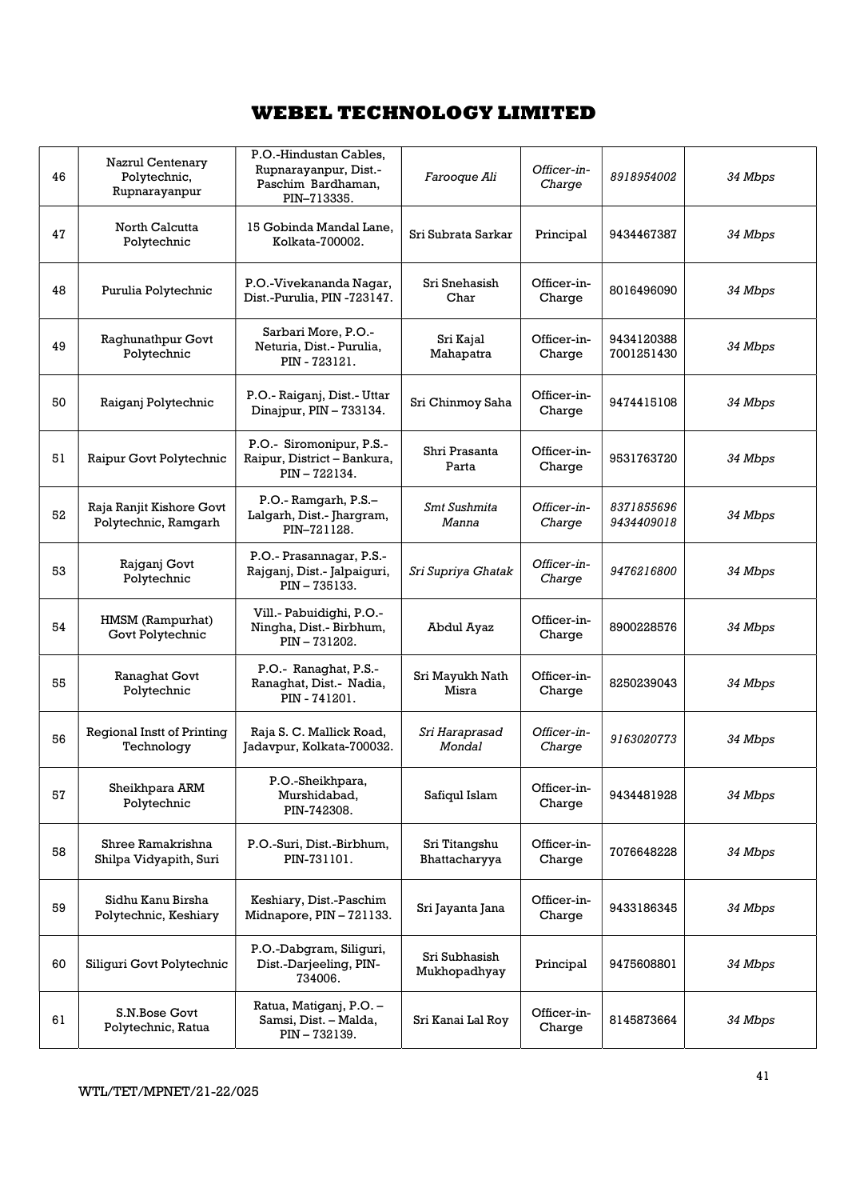| 46 | Nazrul Centenary Polytechnic, Rupnarayanpur | P.O.-Hindustan Cables, Rupnarayanpur, Dist.-Paschim Bardhaman, PIN–713335. | *Farooque Ali* | *Officer-in-Charge* | *8918954002* | *34 Mbps* |
|---|---|---|---|---|---|---|
| 47 | North Calcutta Polytechnic | 15 Gobinda Mandal Lane, Kolkata-700002. | Sri Subrata Sarkar | Principal | 9434467387 | *34 Mbps* |
| 48 | Purulia Polytechnic | P.O.-Vivekananda Nagar, Dist.-Purulia, PIN -723147. | Sri Snehasish Char | Officer-in-Charge | 8016496090 | *34 Mbps* |
| 49 | Raghunathpur Govt Polytechnic | Sarbari More, P.O.-Neturia, Dist.- Purulia, PIN - 723121. | Sri Kajal Mahapatra | Officer-in-Charge | 9434120388 7001251430 | *34 Mbps* |
| 50 | Raiganj Polytechnic | P.O.- Raiganj, Dist.- Uttar Dinajpur, PIN – 733134. | Sri Chinmoy Saha | Officer-in-Charge | 9474415108 | *34 Mbps* |
| 51 | Raipur Govt Polytechnic | P.O.- Siromonipur, P.S.-Raipur, District – Bankura, PIN – 722134. | Shri Prasanta Parta | Officer-in-Charge | 9531763720 | *34 Mbps* |
| 52 | Raja Ranjit Kishore Govt Polytechnic, Ramgarh | P.O.- Ramgarh, P.S.–Lalgarh, Dist.- Jhargram, PIN–721128. | *Smt Sushmita Manna* | *Officer-in-Charge* | *8371855696 9434409018* | *34 Mbps* |
| 53 | Rajganj Govt Polytechnic | P.O.- Prasannagar, P.S.-Rajganj, Dist.- Jalpaiguri, PIN – 735133. | *Sri Supriya Ghatak* | *Officer-in-Charge* | *9476216800* | *34 Mbps* |
| 54 | HMSM (Rampurhat) Govt Polytechnic | Vill.- Pabuidighi, P.O.-Ningha, Dist.- Birbhum, PIN – 731202. | Abdul Ayaz | Officer-in-Charge | 8900228576 | *34 Mbps* |
| 55 | Ranaghat Govt Polytechnic | P.O.- Ranaghat, P.S.-Ranaghat, Dist.- Nadia, PIN - 741201. | Sri Mayukh Nath Misra | Officer-in-Charge | 8250239043 | *34 Mbps* |
| 56 | Regional Instt of Printing Technology | Raja S. C. Mallick Road, Jadavpur, Kolkata-700032. | *Sri Haraprasad Mondal* | *Officer-in-Charge* | *9163020773* | *34 Mbps* |
| 57 | Sheikhpara ARM Polytechnic | P.O.-Sheikhpara, Murshidabad, PIN-742308. | Safiqul Islam | Officer-in-Charge | 9434481928 | *34 Mbps* |
| 58 | Shree Ramakrishna Shilpa Vidyapith, Suri | P.O.-Suri, Dist.-Birbhum, PIN-731101. | Sri Titangshu Bhattacharyya | Officer-in-Charge | 7076648228 | *34 Mbps* |
| 59 | Sidhu Kanu Birsha Polytechnic, Keshiary | Keshiary, Dist.-Paschim Midnapore, PIN – 721133. | Sri Jayanta Jana | Officer-in-Charge | 9433186345 | *34 Mbps* |
| 60 | Siliguri Govt Polytechnic | P.O.-Dabgram, Siliguri, Dist.-Darjeeling, PIN-734006. | Sri Subhasish Mukhopadhyay | Principal | 9475608801 | *34 Mbps* |
| 61 | S.N.Bose Govt Polytechnic, Ratua | Ratua, Matiganj, P.O. – Samsi, Dist. – Malda, PIN – 732139. | Sri Kanai Lal Roy | Officer-in-Charge | 8145873664 | *34 Mbps* |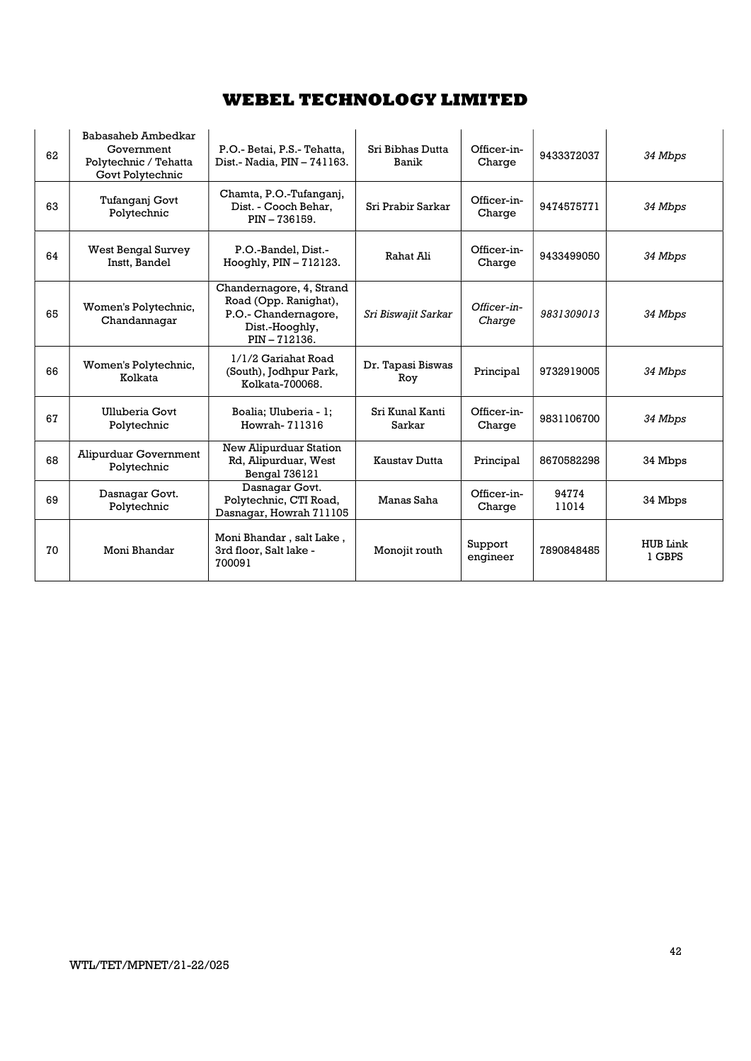# WEBEL TECHNOLOGY LIMITED

| | | | | | | |
|---|---|---|---|---|---|---|
| 62 | Babasaheb Ambedkar Government Polytechnic / Tehatta Govt Polytechnic | P.O.- Betai, P.S.- Tehatta, Dist.- Nadia, PIN – 741163. | Sri Bibhas Dutta Banik | Officer-in-Charge | 9433372037 | *34 Mbps* |
| 63 | Tufanganj Govt Polytechnic | Chamta, P.O.-Tufanganj, Dist. - Cooch Behar, PIN – 736159. | Sri Prabir Sarkar | Officer-in-Charge | 9474575771 | *34 Mbps* |
| 64 | West Bengal Survey Instt, Bandel | P.O.-Bandel, Dist.-Hooghly, PIN – 712123. | Rahat Ali | Officer-in-Charge | 9433499050 | *34 Mbps* |
| 65 | Women's Polytechnic, Chandannagar | Chandernagore, 4, Strand Road (Opp. Ranighat), P.O.- Chandernagore, Dist.-Hooghly, PIN – 712136. | *Sri Biswajit Sarkar* | *Officer-in-Charge* | *9831309013* | *34 Mbps* |
| 66 | Women's Polytechnic, Kolkata | 1/1/2 Gariahat Road (South), Jodhpur Park, Kolkata-700068. | Dr. Tapasi Biswas Roy | Principal | 9732919005 | *34 Mbps* |
| 67 | Ulluberia Govt Polytechnic | Boalia; Uluberia - 1; Howrah- 711316 | Sri Kunal Kanti Sarkar | Officer-in-Charge | 9831106700 | *34 Mbps* |
| 68 | Alipurduar Government Polytechnic | New Alipurduar Station Rd, Alipurduar, West Bengal 736121 | Kaustav Dutta | Principal | 8670582298 | 34 Mbps |
| 69 | Dasnagar Govt. Polytechnic | Dasnagar Govt. Polytechnic, CTI Road, Dasnagar, Howrah 711105 | Manas Saha | Officer-in-Charge | 94774 11014 | 34 Mbps |
| 70 | Moni Bhandar | Moni Bhandar , salt Lake , 3rd floor, Salt lake - 700091 | Monojit routh | Support engineer | 7890848485 | HUB Link 1 GBPS |

WTL/TET/MPNET/21-22/025